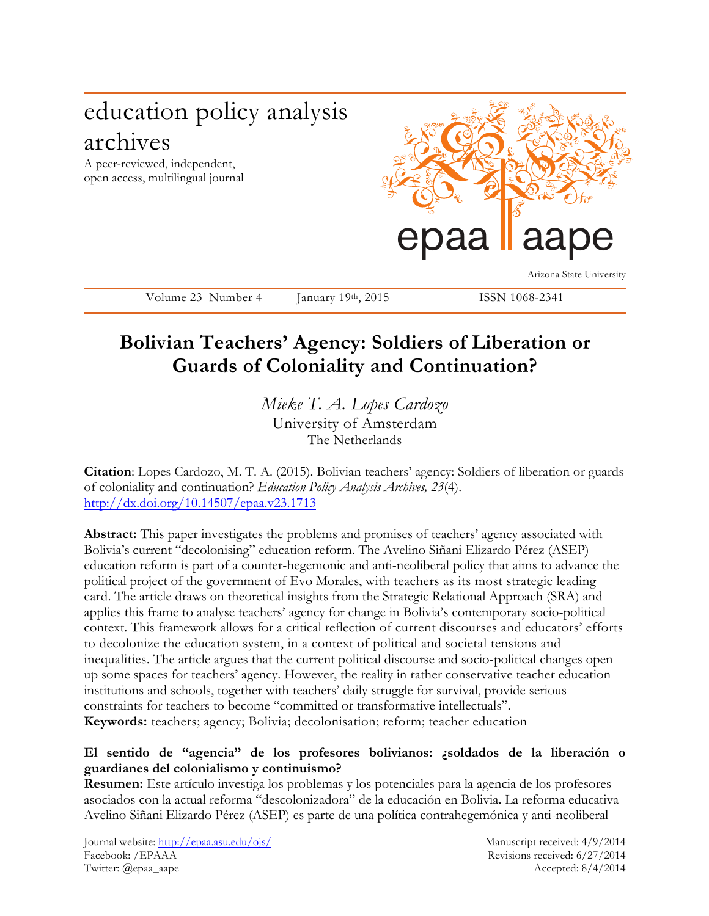education policy analysis archives

A peer-reviewed, independent, open access, multilingual journal

epaa aape

Arizona State University

Volume 23 Number 4 January 19th, 2015 ISSN 1068-2341

# Bolivian Teachers' Agency: Soldiers of Liberation or Guards of Coloniality and Continuation?

*Mieke T. A. Lopes Cardozo*
University of Amsterdam
The Netherlands

**Citation**: Lopes Cardozo, M. T. A. (2015). Bolivian teachers' agency: Soldiers of liberation or guards of coloniality and continuation? *Education Policy Analysis Archives, 23*(4). http://dx.doi.org/10.14507/epaa.v23.1713

**Abstract:** This paper investigates the problems and promises of teachers' agency associated with Bolivia's current "decolonising" education reform. The Avelino Siñani Elizardo Pérez (ASEP) education reform is part of a counter-hegemonic and anti-neoliberal policy that aims to advance the political project of the government of Evo Morales, with teachers as its most strategic leading card. The article draws on theoretical insights from the Strategic Relational Approach (SRA) and applies this frame to analyse teachers' agency for change in Bolivia's contemporary socio-political context. This framework allows for a critical reflection of current discourses and educators' efforts to decolonize the education system, in a context of political and societal tensions and inequalities. The article argues that the current political discourse and socio-political changes open up some spaces for teachers' agency. However, the reality in rather conservative teacher education institutions and schools, together with teachers' daily struggle for survival, provide serious constraints for teachers to become "committed or transformative intellectuals".
**Keywords:** teachers; agency; Bolivia; decolonisation; reform; teacher education

**El sentido de "agencia" de los profesores bolivianos: ¿soldados de la liberación o guardianes del colonialismo y continuismo?**
**Resumen:** Este artículo investiga los problemas y los potenciales para la agencia de los profesores asociados con la actual reforma "descolonizadora" de la educación en Bolivia. La reforma educativa Avelino Siñani Elizardo Pérez (ASEP) es parte de una política contrahegemónica y anti-neoliberal

Journal website: http://epaa.asu.edu/ojs/
Facebook: /EPAAA
Twitter: @epaa_aape

Manuscript received: 4/9/2014
Revisions received: 6/27/2014
Accepted: 8/4/2014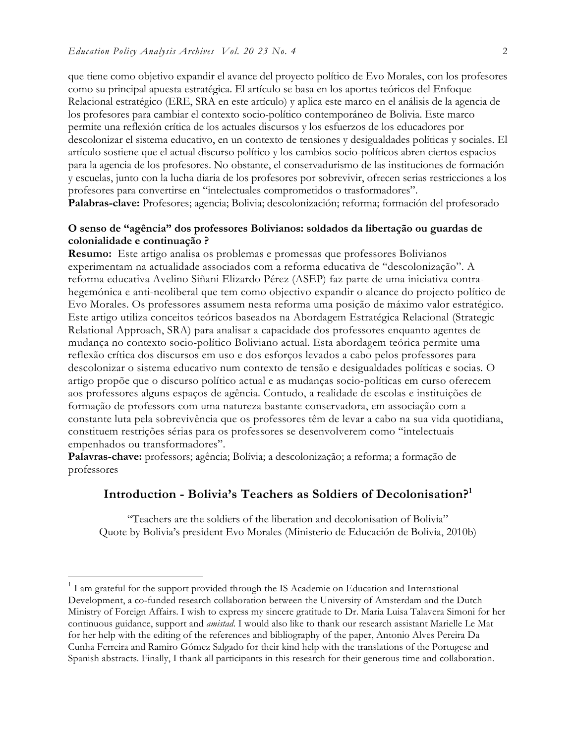que tiene como objetivo expandir el avance del proyecto político de Evo Morales, con los profesores como su principal apuesta estratégica. El artículo se basa en los aportes teóricos del Enfoque Relacional estratégico (ERE, SRA en este artículo) y aplica este marco en el análisis de la agencia de los profesores para cambiar el contexto socio-político contemporáneo de Bolivia. Este marco permite una reflexión crítica de los actuales discursos y los esfuerzos de los educadores por descolonizar el sistema educativo, en un contexto de tensiones y desigualdades políticas y sociales. El artículo sostiene que el actual discurso político y los cambios socio-políticos abren ciertos espacios para la agencia de los profesores. No obstante, el conservadurismo de las instituciones de formación y escuelas, junto con la lucha diaria de los profesores por sobrevivir, ofrecen serias restricciones a los profesores para convertirse en "intelectuales comprometidos o trasformadores".

**Palabras-clave:** Profesores; agencia; Bolivia; descolonización; reforma; formación del profesorado

**O senso de "agência" dos professores Bolivianos: soldados da libertação ou guardas de colonialidade e continuação ?**

**Resumo:** Este artigo analisa os problemas e promessas que professores Bolivianos experimentam na actualidade associados com a reforma educativa de "descolonização". A reforma educativa Avelino Siñani Elizardo Pérez (ASEP) faz parte de uma iniciativa contra-hegemónica e anti-neoliberal que tem como objectivo expandir o alcance do projecto político de Evo Morales. Os professores assumem nesta reforma uma posição de máximo valor estratégico. Este artigo utiliza conceitos teóricos baseados na Abordagem Estratégica Relacional (Strategic Relational Approach, SRA) para analisar a capacidade dos professores enquanto agentes de mudança no contexto socio-político Boliviano actual. Esta abordagem teórica permite uma reflexão crítica dos discursos em uso e dos esforços levados a cabo pelos professores para descolonizar o sistema educativo num contexto de tensão e desigualdades políticas e socias. O artigo propõe que o discurso político actual e as mudanças socio-políticas em curso oferecem aos professores alguns espaços de agência. Contudo, a realidade de escolas e instituições de formação de professors com uma natureza bastante conservadora, em associação com a constante luta pela sobrevivência que os professores têm de levar a cabo na sua vida quotidiana, constituem restrições sérias para os professores se desenvolverem como "intelectuais empenhados ou transformadores".

**Palavras-chave:** professors; agência; Bolívia; a descolonização; a reforma; a formação de professores

## Introduction - Bolivia's Teachers as Soldiers of Decolonisation?[1]

"Teachers are the soldiers of the liberation and decolonisation of Bolivia"
Quote by Bolivia's president Evo Morales (Ministerio de Educación de Bolivia, 2010b)

[1] I am grateful for the support provided through the IS Academie on Education and International Development, a co-funded research collaboration between the University of Amsterdam and the Dutch Ministry of Foreign Affairs. I wish to express my sincere gratitude to Dr. Maria Luisa Talavera Simoni for her continuous guidance, support and *amistad*. I would also like to thank our research assistant Marielle Le Mat for her help with the editing of the references and bibliography of the paper, Antonio Alves Pereira Da Cunha Ferreira and Ramiro Gómez Salgado for their kind help with the translations of the Portugese and Spanish abstracts. Finally, I thank all participants in this research for their generous time and collaboration.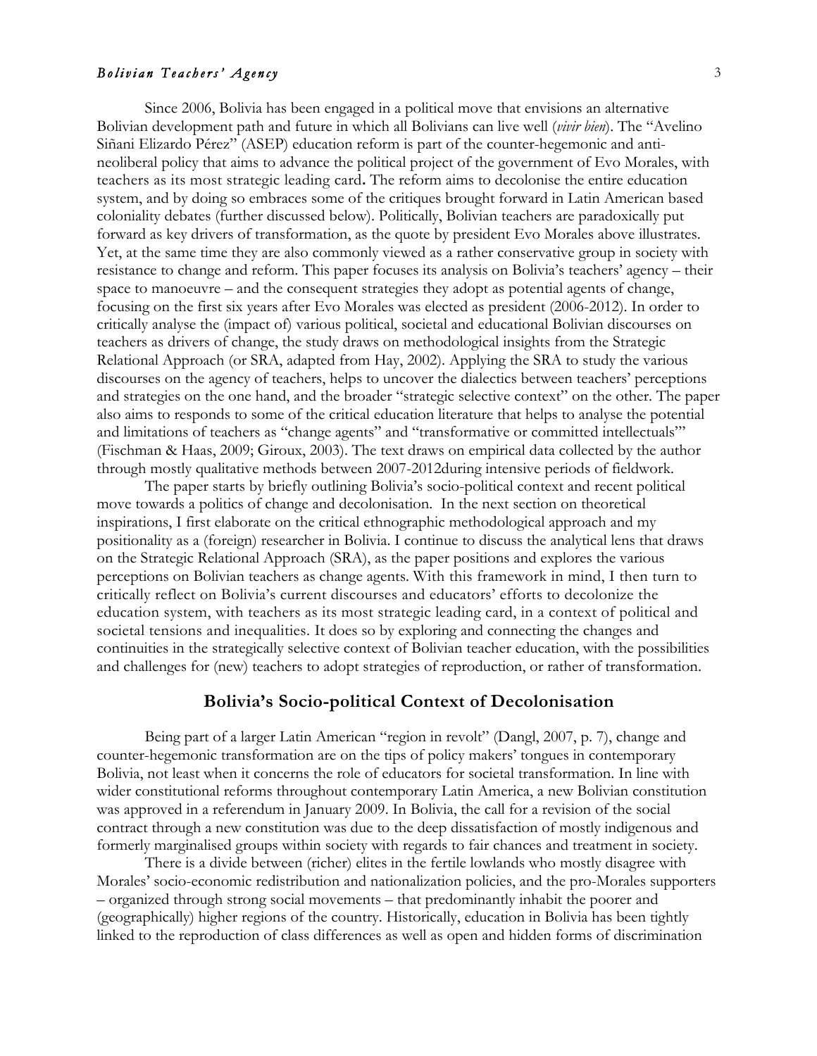Since 2006, Bolivia has been engaged in a political move that envisions an alternative Bolivian development path and future in which all Bolivians can live well (*vivir bien*). The "Avelino Siñani Elizardo Pérez" (ASEP) education reform is part of the counter-hegemonic and anti-neoliberal policy that aims to advance the political project of the government of Evo Morales, with teachers as its most strategic leading card**.** The reform aims to decolonise the entire education system, and by doing so embraces some of the critiques brought forward in Latin American based coloniality debates (further discussed below). Politically, Bolivian teachers are paradoxically put forward as key drivers of transformation, as the quote by president Evo Morales above illustrates. Yet, at the same time they are also commonly viewed as a rather conservative group in society with resistance to change and reform. This paper focuses its analysis on Bolivia's teachers' agency – their space to manoeuvre – and the consequent strategies they adopt as potential agents of change, focusing on the first six years after Evo Morales was elected as president (2006-2012). In order to critically analyse the (impact of) various political, societal and educational Bolivian discourses on teachers as drivers of change, the study draws on methodological insights from the Strategic Relational Approach (or SRA, adapted from Hay, 2002). Applying the SRA to study the various discourses on the agency of teachers, helps to uncover the dialectics between teachers' perceptions and strategies on the one hand, and the broader "strategic selective context" on the other. The paper also aims to responds to some of the critical education literature that helps to analyse the potential and limitations of teachers as "change agents" and "transformative or committed intellectuals"' (Fischman & Haas, 2009; Giroux, 2003). The text draws on empirical data collected by the author through mostly qualitative methods between 2007-2012during intensive periods of fieldwork.

The paper starts by briefly outlining Bolivia's socio-political context and recent political move towards a politics of change and decolonisation. In the next section on theoretical inspirations, I first elaborate on the critical ethnographic methodological approach and my positionality as a (foreign) researcher in Bolivia. I continue to discuss the analytical lens that draws on the Strategic Relational Approach (SRA), as the paper positions and explores the various perceptions on Bolivian teachers as change agents. With this framework in mind, I then turn to critically reflect on Bolivia's current discourses and educators' efforts to decolonize the education system, with teachers as its most strategic leading card, in a context of political and societal tensions and inequalities. It does so by exploring and connecting the changes and continuities in the strategically selective context of Bolivian teacher education, with the possibilities and challenges for (new) teachers to adopt strategies of reproduction, or rather of transformation.

## Bolivia's Socio-political Context of Decolonisation

Being part of a larger Latin American "region in revolt" (Dangl, 2007, p. 7), change and counter-hegemonic transformation are on the tips of policy makers' tongues in contemporary Bolivia, not least when it concerns the role of educators for societal transformation. In line with wider constitutional reforms throughout contemporary Latin America, a new Bolivian constitution was approved in a referendum in January 2009. In Bolivia, the call for a revision of the social contract through a new constitution was due to the deep dissatisfaction of mostly indigenous and formerly marginalised groups within society with regards to fair chances and treatment in society.

There is a divide between (richer) elites in the fertile lowlands who mostly disagree with Morales' socio-economic redistribution and nationalization policies, and the pro-Morales supporters – organized through strong social movements – that predominantly inhabit the poorer and (geographically) higher regions of the country. Historically, education in Bolivia has been tightly linked to the reproduction of class differences as well as open and hidden forms of discrimination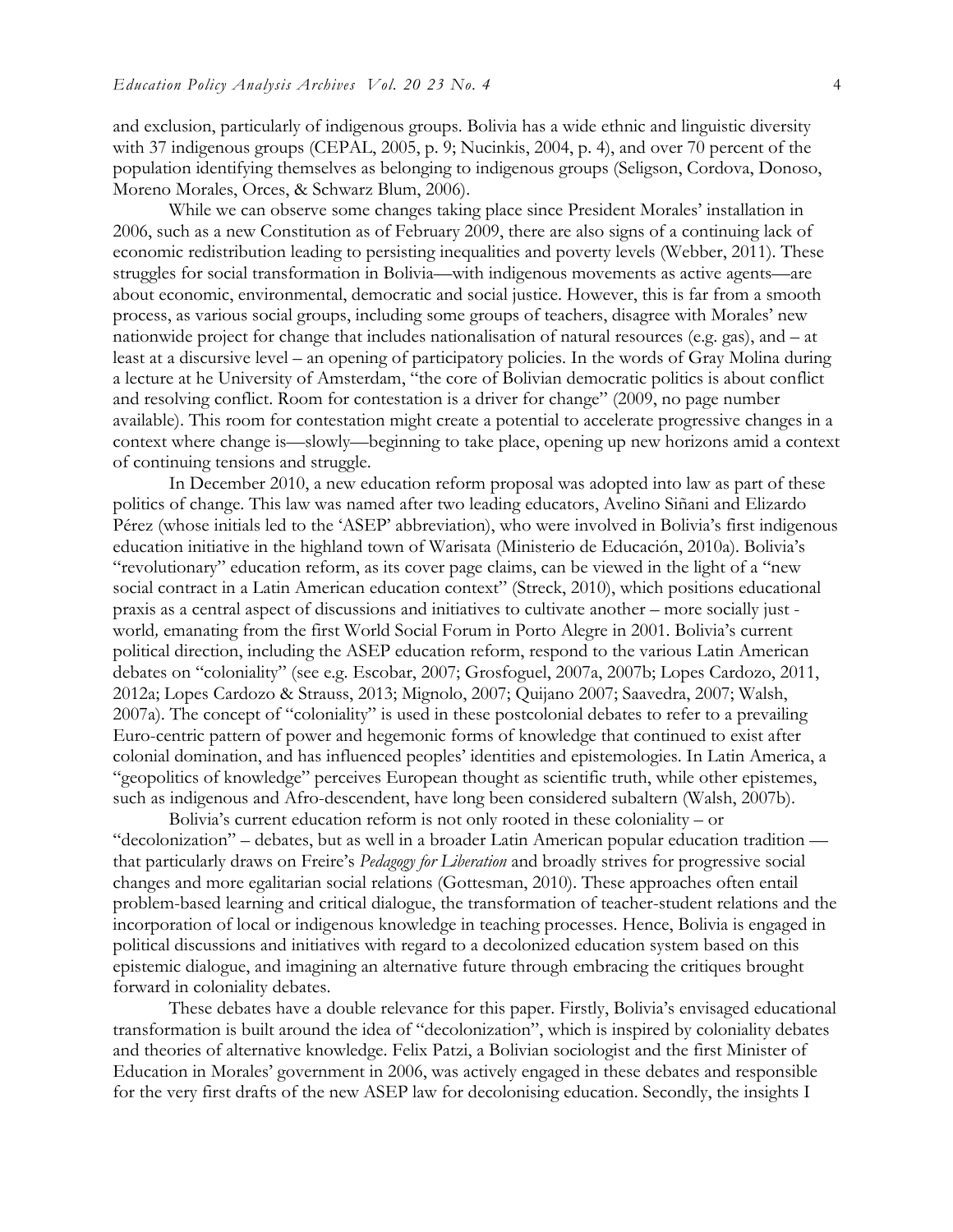and exclusion, particularly of indigenous groups. Bolivia has a wide ethnic and linguistic diversity with 37 indigenous groups (CEPAL, 2005, p. 9; Nucinkis, 2004, p. 4), and over 70 percent of the population identifying themselves as belonging to indigenous groups (Seligson, Cordova, Donoso, Moreno Morales, Orces, & Schwarz Blum, 2006).

While we can observe some changes taking place since President Morales' installation in 2006, such as a new Constitution as of February 2009, there are also signs of a continuing lack of economic redistribution leading to persisting inequalities and poverty levels (Webber, 2011). These struggles for social transformation in Bolivia—with indigenous movements as active agents—are about economic, environmental, democratic and social justice. However, this is far from a smooth process, as various social groups, including some groups of teachers, disagree with Morales' new nationwide project for change that includes nationalisation of natural resources (e.g. gas), and – at least at a discursive level – an opening of participatory policies. In the words of Gray Molina during a lecture at he University of Amsterdam, "the core of Bolivian democratic politics is about conflict and resolving conflict. Room for contestation is a driver for change" (2009, no page number available). This room for contestation might create a potential to accelerate progressive changes in a context where change is—slowly—beginning to take place, opening up new horizons amid a context of continuing tensions and struggle.

In December 2010, a new education reform proposal was adopted into law as part of these politics of change. This law was named after two leading educators, Avelino Siñani and Elizardo Pérez (whose initials led to the 'ASEP' abbreviation), who were involved in Bolivia's first indigenous education initiative in the highland town of Warisata (Ministerio de Educación, 2010a). Bolivia's "revolutionary" education reform, as its cover page claims, can be viewed in the light of a "new social contract in a Latin American education context" (Streck, 2010), which positions educational praxis as a central aspect of discussions and initiatives to cultivate another – more socially just - world*,* emanating from the first World Social Forum in Porto Alegre in 2001. Bolivia's current political direction, including the ASEP education reform, respond to the various Latin American debates on "coloniality" (see e.g. Escobar, 2007; Grosfoguel, 2007a, 2007b; Lopes Cardozo, 2011, 2012a; Lopes Cardozo & Strauss, 2013; Mignolo, 2007; Quijano 2007; Saavedra, 2007; Walsh, 2007a). The concept of "coloniality" is used in these postcolonial debates to refer to a prevailing Euro-centric pattern of power and hegemonic forms of knowledge that continued to exist after colonial domination, and has influenced peoples' identities and epistemologies. In Latin America, a "geopolitics of knowledge" perceives European thought as scientific truth, while other epistemes, such as indigenous and Afro-descendent, have long been considered subaltern (Walsh, 2007b).

Bolivia's current education reform is not only rooted in these coloniality – or "decolonization" – debates, but as well in a broader Latin American popular education tradition — that particularly draws on Freire's *Pedagogy for Liberation* and broadly strives for progressive social changes and more egalitarian social relations (Gottesman, 2010). These approaches often entail problem-based learning and critical dialogue, the transformation of teacher-student relations and the incorporation of local or indigenous knowledge in teaching processes. Hence, Bolivia is engaged in political discussions and initiatives with regard to a decolonized education system based on this epistemic dialogue, and imagining an alternative future through embracing the critiques brought forward in coloniality debates.

These debates have a double relevance for this paper. Firstly, Bolivia's envisaged educational transformation is built around the idea of "decolonization", which is inspired by coloniality debates and theories of alternative knowledge. Felix Patzi, a Bolivian sociologist and the first Minister of Education in Morales' government in 2006, was actively engaged in these debates and responsible for the very first drafts of the new ASEP law for decolonising education. Secondly, the insights I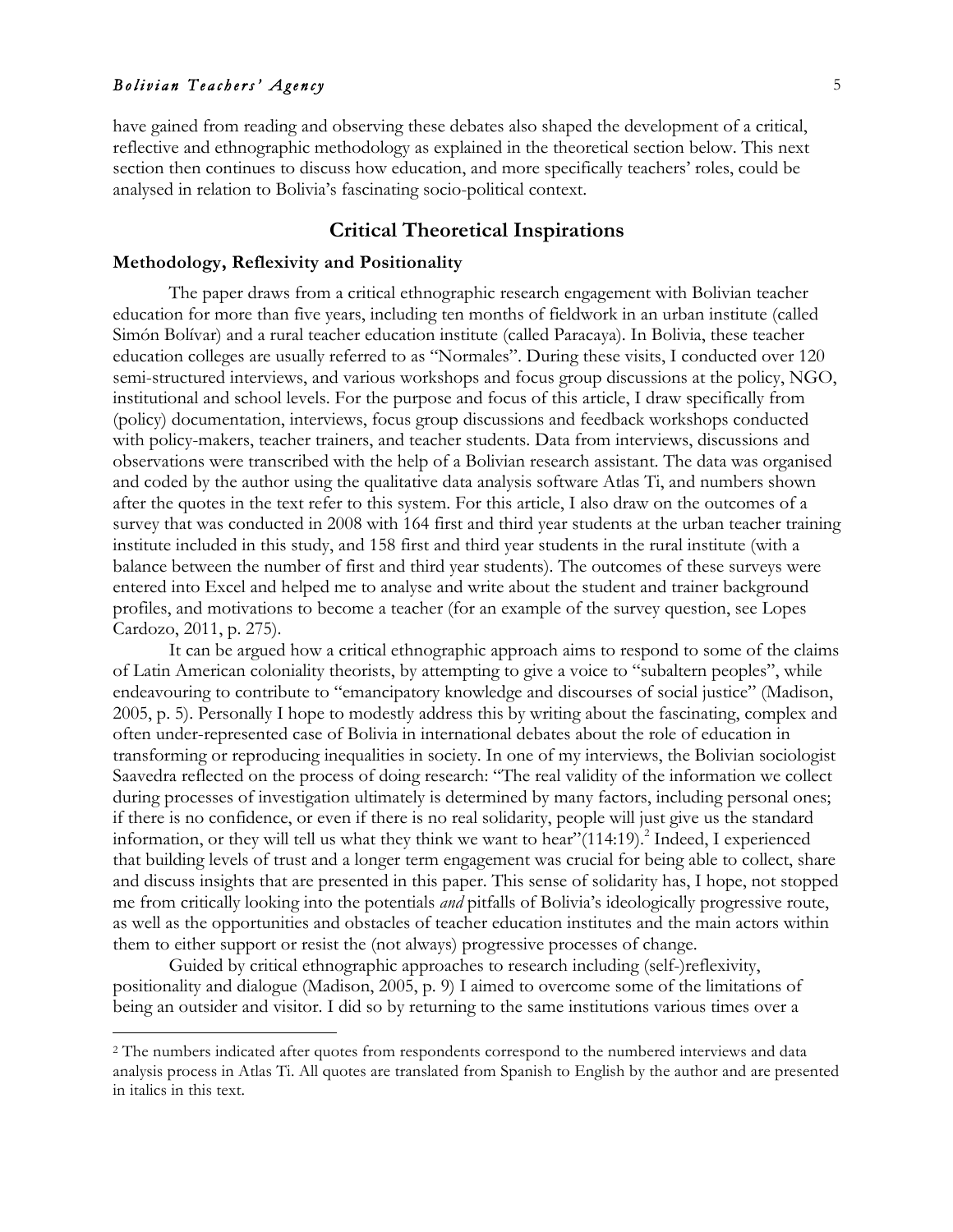have gained from reading and observing these debates also shaped the development of a critical, reflective and ethnographic methodology as explained in the theoretical section below. This next section then continues to discuss how education, and more specifically teachers' roles, could be analysed in relation to Bolivia's fascinating socio-political context.

## Critical Theoretical Inspirations

### Methodology, Reflexivity and Positionality

The paper draws from a critical ethnographic research engagement with Bolivian teacher education for more than five years, including ten months of fieldwork in an urban institute (called Simón Bolívar) and a rural teacher education institute (called Paracaya). In Bolivia, these teacher education colleges are usually referred to as "Normales". During these visits, I conducted over 120 semi-structured interviews, and various workshops and focus group discussions at the policy, NGO, institutional and school levels. For the purpose and focus of this article, I draw specifically from (policy) documentation, interviews, focus group discussions and feedback workshops conducted with policy-makers, teacher trainers, and teacher students. Data from interviews, discussions and observations were transcribed with the help of a Bolivian research assistant. The data was organised and coded by the author using the qualitative data analysis software Atlas Ti, and numbers shown after the quotes in the text refer to this system. For this article, I also draw on the outcomes of a survey that was conducted in 2008 with 164 first and third year students at the urban teacher training institute included in this study, and 158 first and third year students in the rural institute (with a balance between the number of first and third year students). The outcomes of these surveys were entered into Excel and helped me to analyse and write about the student and trainer background profiles, and motivations to become a teacher (for an example of the survey question, see Lopes Cardozo, 2011, p. 275).

It can be argued how a critical ethnographic approach aims to respond to some of the claims of Latin American coloniality theorists, by attempting to give a voice to "subaltern peoples", while endeavouring to contribute to "emancipatory knowledge and discourses of social justice" (Madison, 2005, p. 5). Personally I hope to modestly address this by writing about the fascinating, complex and often under-represented case of Bolivia in international debates about the role of education in transforming or reproducing inequalities in society. In one of my interviews, the Bolivian sociologist Saavedra reflected on the process of doing research: "The real validity of the information we collect during processes of investigation ultimately is determined by many factors, including personal ones; if there is no confidence, or even if there is no real solidarity, people will just give us the standard information, or they will tell us what they think we want to hear"(114:19).[2] Indeed, I experienced that building levels of trust and a longer term engagement was crucial for being able to collect, share and discuss insights that are presented in this paper. This sense of solidarity has, I hope, not stopped me from critically looking into the potentials *and* pitfalls of Bolivia's ideologically progressive route, as well as the opportunities and obstacles of teacher education institutes and the main actors within them to either support or resist the (not always) progressive processes of change.

Guided by critical ethnographic approaches to research including (self-)reflexivity, positionality and dialogue (Madison, 2005, p. 9) I aimed to overcome some of the limitations of being an outsider and visitor. I did so by returning to the same institutions various times over a

---

[2] The numbers indicated after quotes from respondents correspond to the numbered interviews and data analysis process in Atlas Ti. All quotes are translated from Spanish to English by the author and are presented in italics in this text.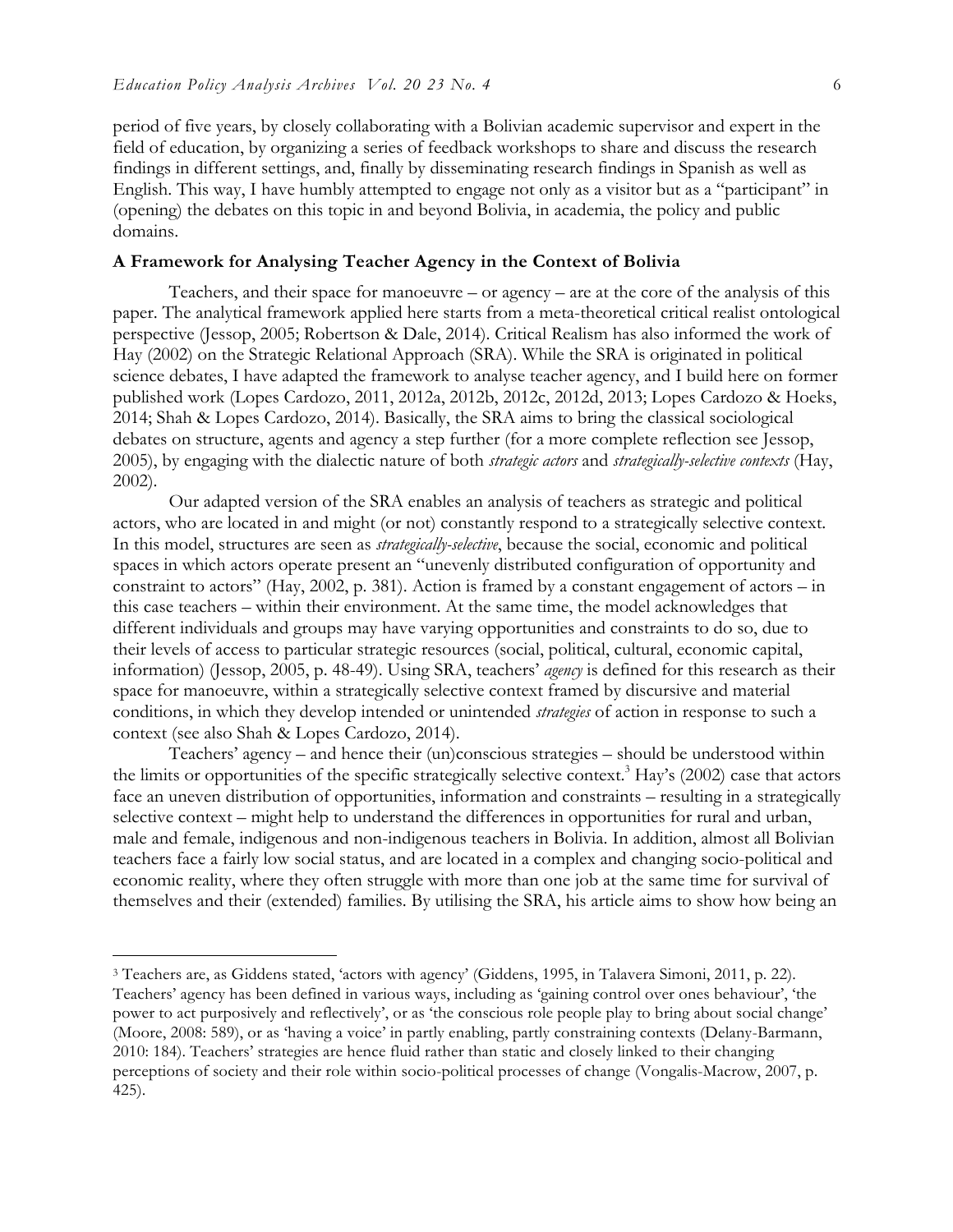period of five years, by closely collaborating with a Bolivian academic supervisor and expert in the field of education, by organizing a series of feedback workshops to share and discuss the research findings in different settings, and, finally by disseminating research findings in Spanish as well as English. This way, I have humbly attempted to engage not only as a visitor but as a "participant" in (opening) the debates on this topic in and beyond Bolivia, in academia, the policy and public domains.

## A Framework for Analysing Teacher Agency in the Context of Bolivia

Teachers, and their space for manoeuvre – or agency – are at the core of the analysis of this paper. The analytical framework applied here starts from a meta-theoretical critical realist ontological perspective (Jessop, 2005; Robertson & Dale, 2014). Critical Realism has also informed the work of Hay (2002) on the Strategic Relational Approach (SRA). While the SRA is originated in political science debates, I have adapted the framework to analyse teacher agency, and I build here on former published work (Lopes Cardozo, 2011, 2012a, 2012b, 2012c, 2012d, 2013; Lopes Cardozo & Hoeks, 2014; Shah & Lopes Cardozo, 2014). Basically, the SRA aims to bring the classical sociological debates on structure, agents and agency a step further (for a more complete reflection see Jessop, 2005), by engaging with the dialectic nature of both *strategic actors* and *strategically-selective contexts* (Hay, 2002).

Our adapted version of the SRA enables an analysis of teachers as strategic and political actors, who are located in and might (or not) constantly respond to a strategically selective context. In this model, structures are seen as *strategically-selective*, because the social, economic and political spaces in which actors operate present an "unevenly distributed configuration of opportunity and constraint to actors" (Hay, 2002, p. 381). Action is framed by a constant engagement of actors – in this case teachers – within their environment. At the same time, the model acknowledges that different individuals and groups may have varying opportunities and constraints to do so, due to their levels of access to particular strategic resources (social, political, cultural, economic capital, information) (Jessop, 2005, p. 48-49). Using SRA, teachers' *agency* is defined for this research as their space for manoeuvre, within a strategically selective context framed by discursive and material conditions, in which they develop intended or unintended *strategies* of action in response to such a context (see also Shah & Lopes Cardozo, 2014).

Teachers' agency – and hence their (un)conscious strategies – should be understood within the limits or opportunities of the specific strategically selective context.[3] Hay's (2002) case that actors face an uneven distribution of opportunities, information and constraints – resulting in a strategically selective context – might help to understand the differences in opportunities for rural and urban, male and female, indigenous and non-indigenous teachers in Bolivia. In addition, almost all Bolivian teachers face a fairly low social status, and are located in a complex and changing socio-political and economic reality, where they often struggle with more than one job at the same time for survival of themselves and their (extended) families. By utilising the SRA, his article aims to show how being an

---

[3] Teachers are, as Giddens stated, 'actors with agency' (Giddens, 1995, in Talavera Simoni, 2011, p. 22). Teachers' agency has been defined in various ways, including as 'gaining control over ones behaviour', 'the power to act purposively and reflectively', or as 'the conscious role people play to bring about social change' (Moore, 2008: 589), or as 'having a voice' in partly enabling, partly constraining contexts (Delany-Barmann, 2010: 184). Teachers' strategies are hence fluid rather than static and closely linked to their changing perceptions of society and their role within socio-political processes of change (Vongalis-Macrow, 2007, p. 425).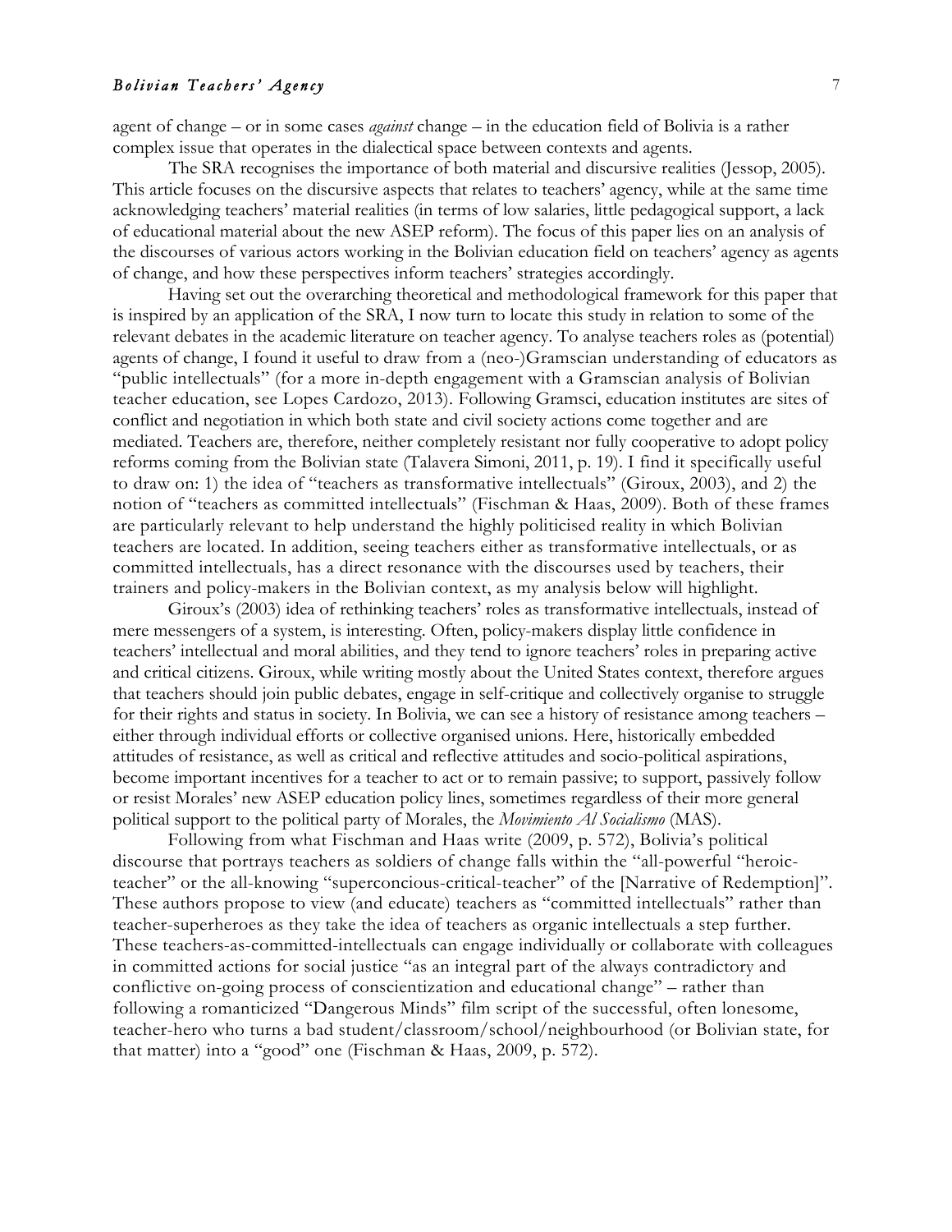agent of change – or in some cases *against* change – in the education field of Bolivia is a rather complex issue that operates in the dialectical space between contexts and agents.

The SRA recognises the importance of both material and discursive realities (Jessop, 2005). This article focuses on the discursive aspects that relates to teachers' agency, while at the same time acknowledging teachers' material realities (in terms of low salaries, little pedagogical support, a lack of educational material about the new ASEP reform). The focus of this paper lies on an analysis of the discourses of various actors working in the Bolivian education field on teachers' agency as agents of change, and how these perspectives inform teachers' strategies accordingly.

Having set out the overarching theoretical and methodological framework for this paper that is inspired by an application of the SRA, I now turn to locate this study in relation to some of the relevant debates in the academic literature on teacher agency. To analyse teachers roles as (potential) agents of change, I found it useful to draw from a (neo-)Gramscian understanding of educators as "public intellectuals" (for a more in-depth engagement with a Gramscian analysis of Bolivian teacher education, see Lopes Cardozo, 2013). Following Gramsci, education institutes are sites of conflict and negotiation in which both state and civil society actions come together and are mediated. Teachers are, therefore, neither completely resistant nor fully cooperative to adopt policy reforms coming from the Bolivian state (Talavera Simoni, 2011, p. 19). I find it specifically useful to draw on: 1) the idea of "teachers as transformative intellectuals" (Giroux, 2003), and 2) the notion of "teachers as committed intellectuals" (Fischman & Haas, 2009). Both of these frames are particularly relevant to help understand the highly politicised reality in which Bolivian teachers are located. In addition, seeing teachers either as transformative intellectuals, or as committed intellectuals, has a direct resonance with the discourses used by teachers, their trainers and policy-makers in the Bolivian context, as my analysis below will highlight.

Giroux's (2003) idea of rethinking teachers' roles as transformative intellectuals, instead of mere messengers of a system, is interesting. Often, policy-makers display little confidence in teachers' intellectual and moral abilities, and they tend to ignore teachers' roles in preparing active and critical citizens. Giroux, while writing mostly about the United States context, therefore argues that teachers should join public debates, engage in self-critique and collectively organise to struggle for their rights and status in society. In Bolivia, we can see a history of resistance among teachers – either through individual efforts or collective organised unions. Here, historically embedded attitudes of resistance, as well as critical and reflective attitudes and socio-political aspirations, become important incentives for a teacher to act or to remain passive; to support, passively follow or resist Morales' new ASEP education policy lines, sometimes regardless of their more general political support to the political party of Morales, the *Movimiento Al Socialismo* (MAS).

Following from what Fischman and Haas write (2009, p. 572), Bolivia's political discourse that portrays teachers as soldiers of change falls within the "all-powerful "heroic-teacher" or the all-knowing "superconcious-critical-teacher" of the [Narrative of Redemption]". These authors propose to view (and educate) teachers as "committed intellectuals" rather than teacher-superheroes as they take the idea of teachers as organic intellectuals a step further. These teachers-as-committed-intellectuals can engage individually or collaborate with colleagues in committed actions for social justice "as an integral part of the always contradictory and conflictive on-going process of conscientization and educational change" – rather than following a romanticized "Dangerous Minds" film script of the successful, often lonesome, teacher-hero who turns a bad student/classroom/school/neighbourhood (or Bolivian state, for that matter) into a "good" one (Fischman & Haas, 2009, p. 572).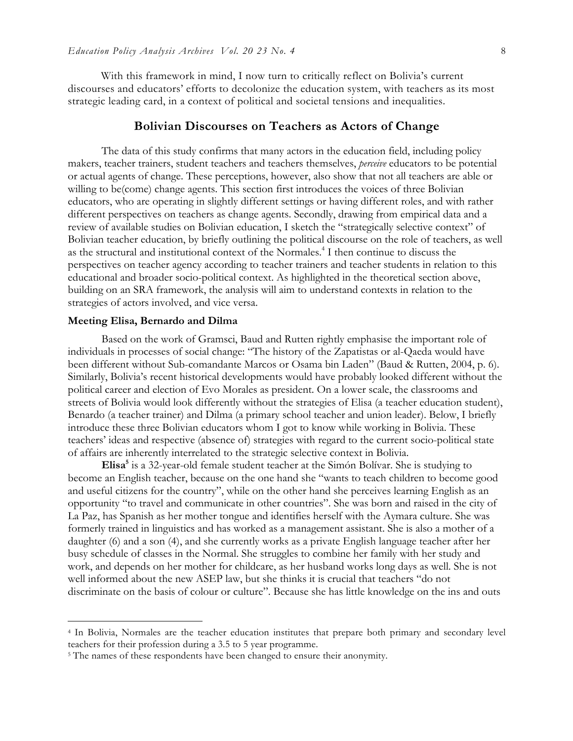With this framework in mind, I now turn to critically reflect on Bolivia's current discourses and educators' efforts to decolonize the education system, with teachers as its most strategic leading card, in a context of political and societal tensions and inequalities.

## Bolivian Discourses on Teachers as Actors of Change

The data of this study confirms that many actors in the education field, including policy makers, teacher trainers, student teachers and teachers themselves, *perceive* educators to be potential or actual agents of change. These perceptions, however, also show that not all teachers are able or willing to be(come) change agents. This section first introduces the voices of three Bolivian educators, who are operating in slightly different settings or having different roles, and with rather different perspectives on teachers as change agents. Secondly, drawing from empirical data and a review of available studies on Bolivian education, I sketch the "strategically selective context" of Bolivian teacher education, by briefly outlining the political discourse on the role of teachers, as well as the structural and institutional context of the Normales.[4] I then continue to discuss the perspectives on teacher agency according to teacher trainers and teacher students in relation to this educational and broader socio-political context. As highlighted in the theoretical section above, building on an SRA framework, the analysis will aim to understand contexts in relation to the strategies of actors involved, and vice versa.

### Meeting Elisa, Bernardo and Dilma

Based on the work of Gramsci, Baud and Rutten rightly emphasise the important role of individuals in processes of social change: "The history of the Zapatistas or al-Qaeda would have been different without Sub-comandante Marcos or Osama bin Laden" (Baud & Rutten, 2004, p. 6). Similarly, Bolivia's recent historical developments would have probably looked different without the political career and election of Evo Morales as president. On a lower scale, the classrooms and streets of Bolivia would look differently without the strategies of Elisa (a teacher education student), Benardo (a teacher trainer) and Dilma (a primary school teacher and union leader). Below, I briefly introduce these three Bolivian educators whom I got to know while working in Bolivia. These teachers' ideas and respective (absence of) strategies with regard to the current socio-political state of affairs are inherently interrelated to the strategic selective context in Bolivia.

**Elisa[5]** is a 32-year-old female student teacher at the Simón Bolívar. She is studying to become an English teacher, because on the one hand she "wants to teach children to become good and useful citizens for the country", while on the other hand she perceives learning English as an opportunity "to travel and communicate in other countries". She was born and raised in the city of La Paz, has Spanish as her mother tongue and identifies herself with the Aymara culture. She was formerly trained in linguistics and has worked as a management assistant. She is also a mother of a daughter (6) and a son (4), and she currently works as a private English language teacher after her busy schedule of classes in the Normal. She struggles to combine her family with her study and work, and depends on her mother for childcare, as her husband works long days as well. She is not well informed about the new ASEP law, but she thinks it is crucial that teachers "do not discriminate on the basis of colour or culture". Because she has little knowledge on the ins and outs

---

[4] In Bolivia, Normales are the teacher education institutes that prepare both primary and secondary level teachers for their profession during a 3.5 to 5 year programme.

[5] The names of these respondents have been changed to ensure their anonymity.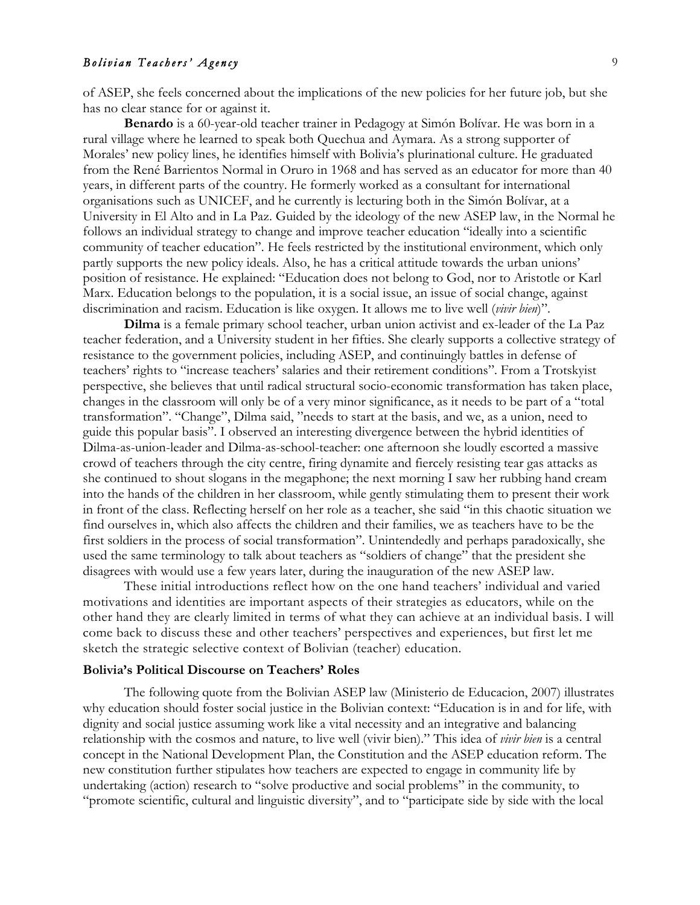of ASEP, she feels concerned about the implications of the new policies for her future job, but she has no clear stance for or against it.

**Benardo** is a 60-year-old teacher trainer in Pedagogy at Simón Bolívar. He was born in a rural village where he learned to speak both Quechua and Aymara. As a strong supporter of Morales' new policy lines, he identifies himself with Bolivia's plurinational culture. He graduated from the René Barrientos Normal in Oruro in 1968 and has served as an educator for more than 40 years, in different parts of the country. He formerly worked as a consultant for international organisations such as UNICEF, and he currently is lecturing both in the Simón Bolívar, at a University in El Alto and in La Paz. Guided by the ideology of the new ASEP law, in the Normal he follows an individual strategy to change and improve teacher education "ideally into a scientific community of teacher education". He feels restricted by the institutional environment, which only partly supports the new policy ideals. Also, he has a critical attitude towards the urban unions' position of resistance. He explained: "Education does not belong to God, nor to Aristotle or Karl Marx. Education belongs to the population, it is a social issue, an issue of social change, against discrimination and racism. Education is like oxygen. It allows me to live well (*vivir bien*)".

**Dilma** is a female primary school teacher, urban union activist and ex-leader of the La Paz teacher federation, and a University student in her fifties. She clearly supports a collective strategy of resistance to the government policies, including ASEP, and continuingly battles in defense of teachers' rights to "increase teachers' salaries and their retirement conditions". From a Trotskyist perspective, she believes that until radical structural socio-economic transformation has taken place, changes in the classroom will only be of a very minor significance, as it needs to be part of a "total transformation". "Change", Dilma said, "needs to start at the basis, and we, as a union, need to guide this popular basis". I observed an interesting divergence between the hybrid identities of Dilma-as-union-leader and Dilma-as-school-teacher: one afternoon she loudly escorted a massive crowd of teachers through the city centre, firing dynamite and fiercely resisting tear gas attacks as she continued to shout slogans in the megaphone; the next morning I saw her rubbing hand cream into the hands of the children in her classroom, while gently stimulating them to present their work in front of the class. Reflecting herself on her role as a teacher, she said "in this chaotic situation we find ourselves in, which also affects the children and their families, we as teachers have to be the first soldiers in the process of social transformation". Unintendedly and perhaps paradoxically, she used the same terminology to talk about teachers as "soldiers of change" that the president she disagrees with would use a few years later, during the inauguration of the new ASEP law.

These initial introductions reflect how on the one hand teachers' individual and varied motivations and identities are important aspects of their strategies as educators, while on the other hand they are clearly limited in terms of what they can achieve at an individual basis. I will come back to discuss these and other teachers' perspectives and experiences, but first let me sketch the strategic selective context of Bolivian (teacher) education.

## Bolivia's Political Discourse on Teachers' Roles

The following quote from the Bolivian ASEP law (Ministerio de Educacion, 2007) illustrates why education should foster social justice in the Bolivian context: "Education is in and for life, with dignity and social justice assuming work like a vital necessity and an integrative and balancing relationship with the cosmos and nature, to live well (vivir bien)." This idea of *vivir bien* is a central concept in the National Development Plan, the Constitution and the ASEP education reform. The new constitution further stipulates how teachers are expected to engage in community life by undertaking (action) research to "solve productive and social problems" in the community, to "promote scientific, cultural and linguistic diversity", and to "participate side by side with the local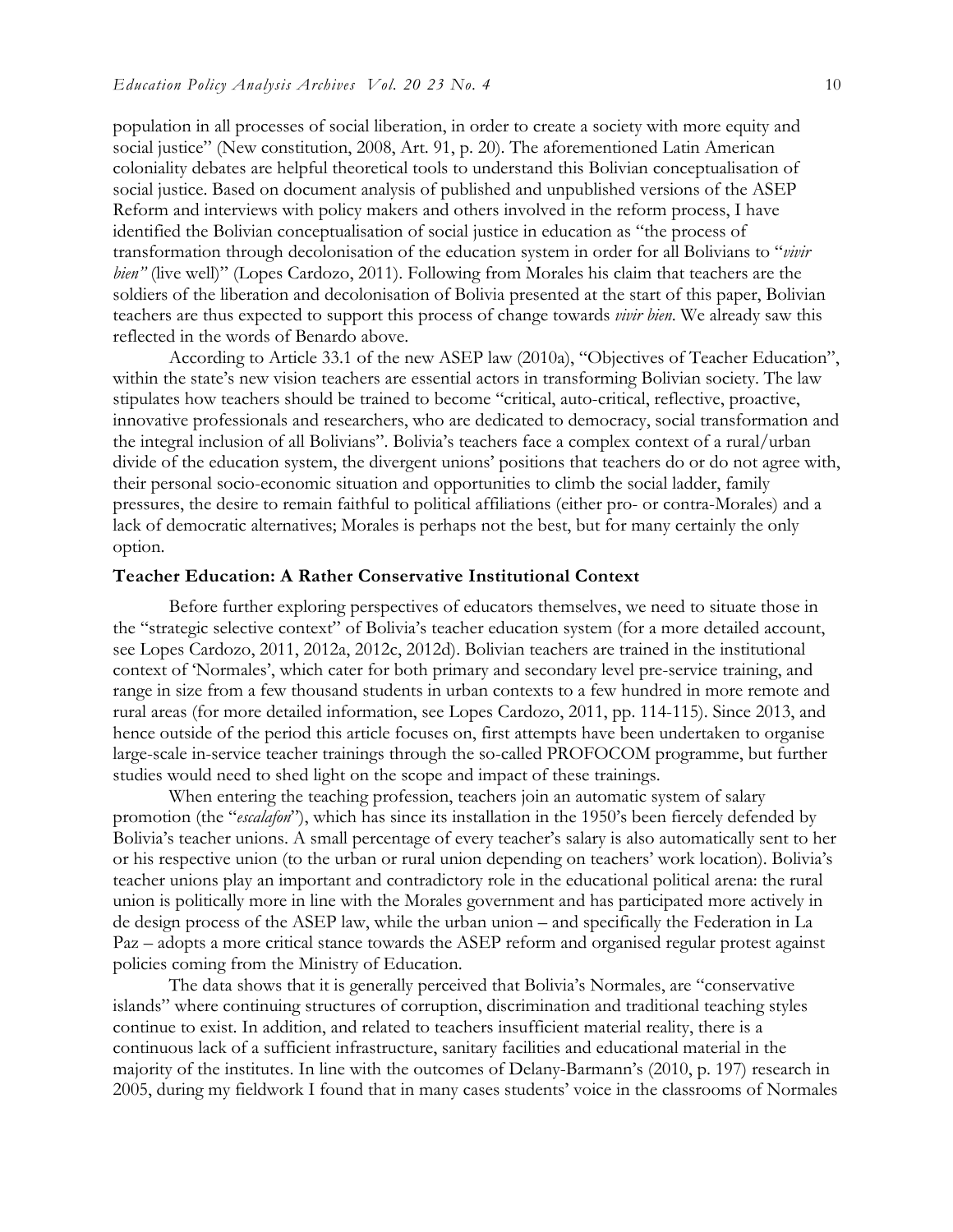population in all processes of social liberation, in order to create a society with more equity and social justice" (New constitution, 2008, Art. 91, p. 20). The aforementioned Latin American coloniality debates are helpful theoretical tools to understand this Bolivian conceptualisation of social justice. Based on document analysis of published and unpublished versions of the ASEP Reform and interviews with policy makers and others involved in the reform process, I have identified the Bolivian conceptualisation of social justice in education as "the process of transformation through decolonisation of the education system in order for all Bolivians to "*vivir bien"* (live well)" (Lopes Cardozo, 2011). Following from Morales his claim that teachers are the soldiers of the liberation and decolonisation of Bolivia presented at the start of this paper, Bolivian teachers are thus expected to support this process of change towards *vivir bien*. We already saw this reflected in the words of Benardo above.

According to Article 33.1 of the new ASEP law (2010a), "Objectives of Teacher Education", within the state's new vision teachers are essential actors in transforming Bolivian society. The law stipulates how teachers should be trained to become "critical, auto-critical, reflective, proactive, innovative professionals and researchers, who are dedicated to democracy, social transformation and the integral inclusion of all Bolivians". Bolivia's teachers face a complex context of a rural/urban divide of the education system, the divergent unions' positions that teachers do or do not agree with, their personal socio-economic situation and opportunities to climb the social ladder, family pressures, the desire to remain faithful to political affiliations (either pro- or contra-Morales) and a lack of democratic alternatives; Morales is perhaps not the best, but for many certainly the only option.

**Teacher Education: A Rather Conservative Institutional Context**

Before further exploring perspectives of educators themselves, we need to situate those in the "strategic selective context" of Bolivia's teacher education system (for a more detailed account, see Lopes Cardozo, 2011, 2012a, 2012c, 2012d). Bolivian teachers are trained in the institutional context of 'Normales', which cater for both primary and secondary level pre-service training, and range in size from a few thousand students in urban contexts to a few hundred in more remote and rural areas (for more detailed information, see Lopes Cardozo, 2011, pp. 114-115). Since 2013, and hence outside of the period this article focuses on, first attempts have been undertaken to organise large-scale in-service teacher trainings through the so-called PROFOCOM programme, but further studies would need to shed light on the scope and impact of these trainings.

When entering the teaching profession, teachers join an automatic system of salary promotion (the "*escalafon*"), which has since its installation in the 1950's been fiercely defended by Bolivia's teacher unions. A small percentage of every teacher's salary is also automatically sent to her or his respective union (to the urban or rural union depending on teachers' work location). Bolivia's teacher unions play an important and contradictory role in the educational political arena: the rural union is politically more in line with the Morales government and has participated more actively in de design process of the ASEP law, while the urban union – and specifically the Federation in La Paz – adopts a more critical stance towards the ASEP reform and organised regular protest against policies coming from the Ministry of Education.

The data shows that it is generally perceived that Bolivia's Normales, are "conservative islands" where continuing structures of corruption, discrimination and traditional teaching styles continue to exist. In addition, and related to teachers insufficient material reality, there is a continuous lack of a sufficient infrastructure, sanitary facilities and educational material in the majority of the institutes. In line with the outcomes of Delany-Barmann's (2010, p. 197) research in 2005, during my fieldwork I found that in many cases students' voice in the classrooms of Normales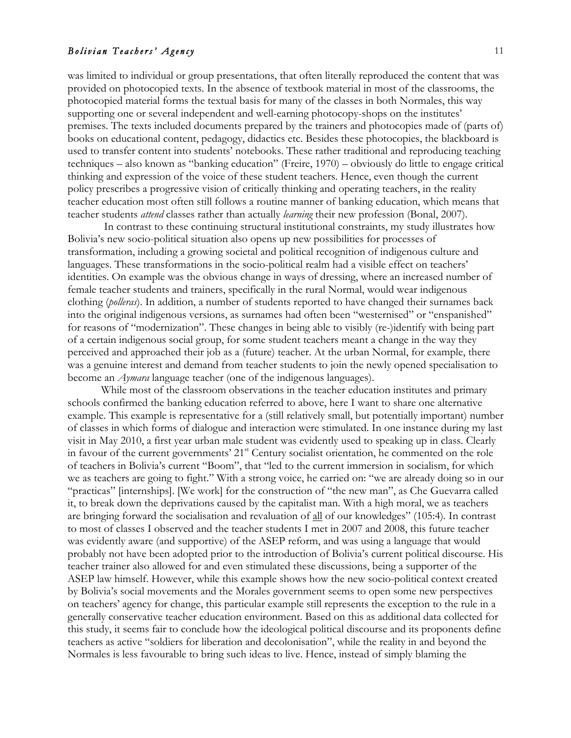was limited to individual or group presentations, that often literally reproduced the content that was provided on photocopied texts. In the absence of textbook material in most of the classrooms, the photocopied material forms the textual basis for many of the classes in both Normales, this way supporting one or several independent and well-earning photocopy-shops on the institutes' premises. The texts included documents prepared by the trainers and photocopies made of (parts of) books on educational content, pedagogy, didactics etc. Besides these photocopies, the blackboard is used to transfer content into students' notebooks. These rather traditional and reproducing teaching techniques – also known as "banking education" (Freire, 1970) – obviously do little to engage critical thinking and expression of the voice of these student teachers. Hence, even though the current policy prescribes a progressive vision of critically thinking and operating teachers, in the reality teacher education most often still follows a routine manner of banking education, which means that teacher students *attend* classes rather than actually *learning* their new profession (Bonal, 2007).

In contrast to these continuing structural institutional constraints, my study illustrates how Bolivia's new socio-political situation also opens up new possibilities for processes of transformation, including a growing societal and political recognition of indigenous culture and languages. These transformations in the socio-political realm had a visible effect on teachers' identities. On example was the obvious change in ways of dressing, where an increased number of female teacher students and trainers, specifically in the rural Normal, would wear indigenous clothing (*polleras*). In addition, a number of students reported to have changed their surnames back into the original indigenous versions, as surnames had often been "westernised" or "enspanished" for reasons of "modernization". These changes in being able to visibly (re-)identify with being part of a certain indigenous social group, for some student teachers meant a change in the way they perceived and approached their job as a (future) teacher. At the urban Normal, for example, there was a genuine interest and demand from teacher students to join the newly opened specialisation to become an *Aymara* language teacher (one of the indigenous languages).

While most of the classroom observations in the teacher education institutes and primary schools confirmed the banking education referred to above, here I want to share one alternative example. This example is representative for a (still relatively small, but potentially important) number of classes in which forms of dialogue and interaction were stimulated. In one instance during my last visit in May 2010, a first year urban male student was evidently used to speaking up in class. Clearly in favour of the current governments' 21st Century socialist orientation, he commented on the role of teachers in Bolivia's current "Boom", that "led to the current immersion in socialism, for which we as teachers are going to fight." With a strong voice, he carried on: "we are already doing so in our "practicas" [internships]. [We work] for the construction of "the new man", as Che Guevarra called it, to break down the deprivations caused by the capitalist man. With a high moral, we as teachers are bringing forward the socialisation and revaluation of <u>all</u> of our knowledges" (105:4). In contrast to most of classes I observed and the teacher students I met in 2007 and 2008, this future teacher was evidently aware (and supportive) of the ASEP reform, and was using a language that would probably not have been adopted prior to the introduction of Bolivia's current political discourse. His teacher trainer also allowed for and even stimulated these discussions, being a supporter of the ASEP law himself. However, while this example shows how the new socio-political context created by Bolivia's social movements and the Morales government seems to open some new perspectives on teachers' agency for change, this particular example still represents the exception to the rule in a generally conservative teacher education environment. Based on this as additional data collected for this study, it seems fair to conclude how the ideological political discourse and its proponents define teachers as active "soldiers for liberation and decolonisation", while the reality in and beyond the Normales is less favourable to bring such ideas to live. Hence, instead of simply blaming the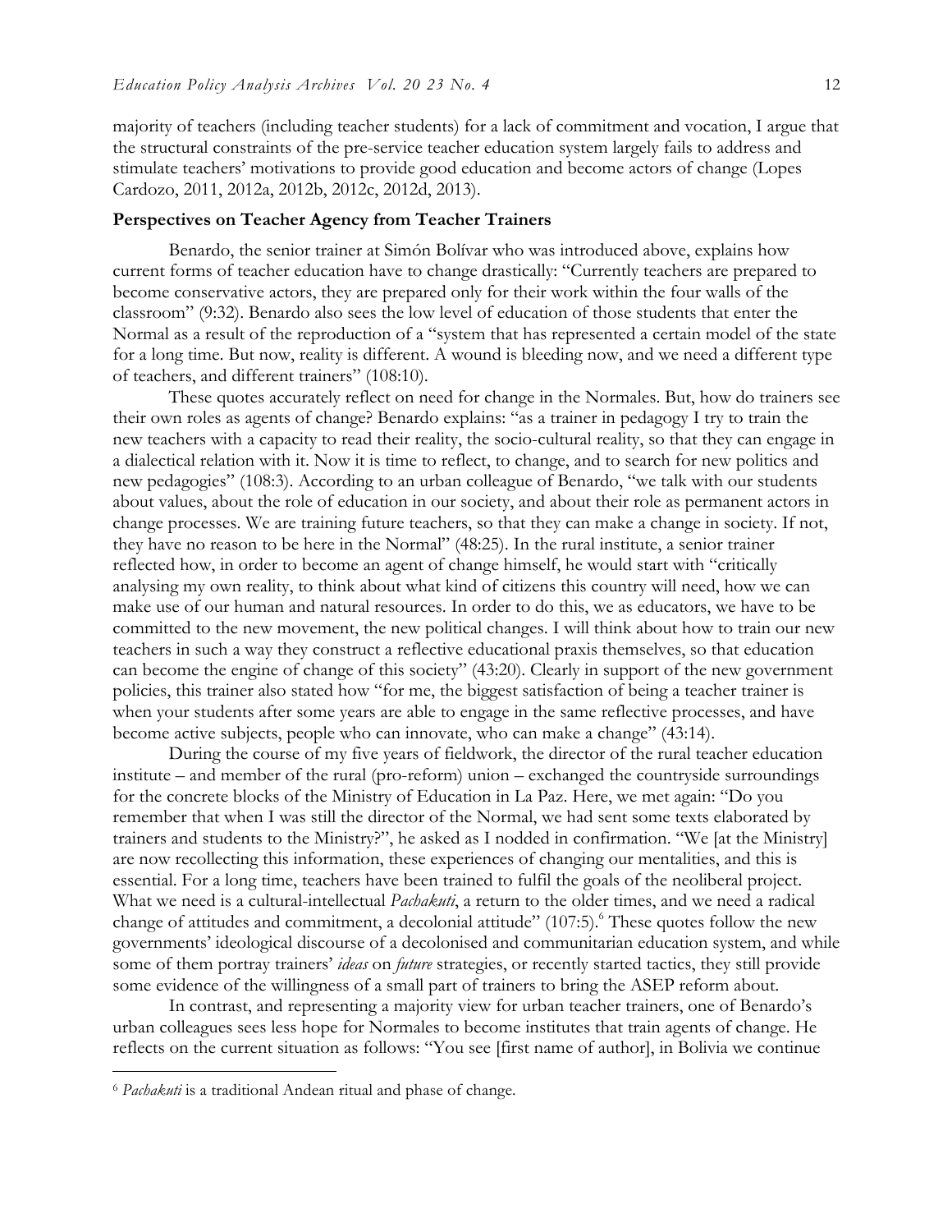majority of teachers (including teacher students) for a lack of commitment and vocation, I argue that the structural constraints of the pre-service teacher education system largely fails to address and stimulate teachers' motivations to provide good education and become actors of change (Lopes Cardozo, 2011, 2012a, 2012b, 2012c, 2012d, 2013).

### Perspectives on Teacher Agency from Teacher Trainers

Benardo, the senior trainer at Simón Bolívar who was introduced above, explains how current forms of teacher education have to change drastically: "Currently teachers are prepared to become conservative actors, they are prepared only for their work within the four walls of the classroom" (9:32). Benardo also sees the low level of education of those students that enter the Normal as a result of the reproduction of a "system that has represented a certain model of the state for a long time. But now, reality is different. A wound is bleeding now, and we need a different type of teachers, and different trainers" (108:10).

These quotes accurately reflect on need for change in the Normales. But, how do trainers see their own roles as agents of change? Benardo explains: "as a trainer in pedagogy I try to train the new teachers with a capacity to read their reality, the socio-cultural reality, so that they can engage in a dialectical relation with it. Now it is time to reflect, to change, and to search for new politics and new pedagogies" (108:3). According to an urban colleague of Benardo, "we talk with our students about values, about the role of education in our society, and about their role as permanent actors in change processes. We are training future teachers, so that they can make a change in society. If not, they have no reason to be here in the Normal" (48:25). In the rural institute, a senior trainer reflected how, in order to become an agent of change himself, he would start with "critically analysing my own reality, to think about what kind of citizens this country will need, how we can make use of our human and natural resources. In order to do this, we as educators, we have to be committed to the new movement, the new political changes. I will think about how to train our new teachers in such a way they construct a reflective educational praxis themselves, so that education can become the engine of change of this society" (43:20). Clearly in support of the new government policies, this trainer also stated how "for me, the biggest satisfaction of being a teacher trainer is when your students after some years are able to engage in the same reflective processes, and have become active subjects, people who can innovate, who can make a change" (43:14).

During the course of my five years of fieldwork, the director of the rural teacher education institute – and member of the rural (pro-reform) union – exchanged the countryside surroundings for the concrete blocks of the Ministry of Education in La Paz. Here, we met again: "Do you remember that when I was still the director of the Normal, we had sent some texts elaborated by trainers and students to the Ministry?", he asked as I nodded in confirmation. "We [at the Ministry] are now recollecting this information, these experiences of changing our mentalities, and this is essential. For a long time, teachers have been trained to fulfil the goals of the neoliberal project. What we need is a cultural-intellectual *Pachakuti*, a return to the older times, and we need a radical change of attitudes and commitment, a decolonial attitude" (107:5).[6] These quotes follow the new governments' ideological discourse of a decolonised and communitarian education system, and while some of them portray trainers' *ideas* on *future* strategies, or recently started tactics, they still provide some evidence of the willingness of a small part of trainers to bring the ASEP reform about.

In contrast, and representing a majority view for urban teacher trainers, one of Benardo's urban colleagues sees less hope for Normales to become institutes that train agents of change. He reflects on the current situation as follows: "You see [first name of author], in Bolivia we continue

---

[6] *Pachakuti* is a traditional Andean ritual and phase of change.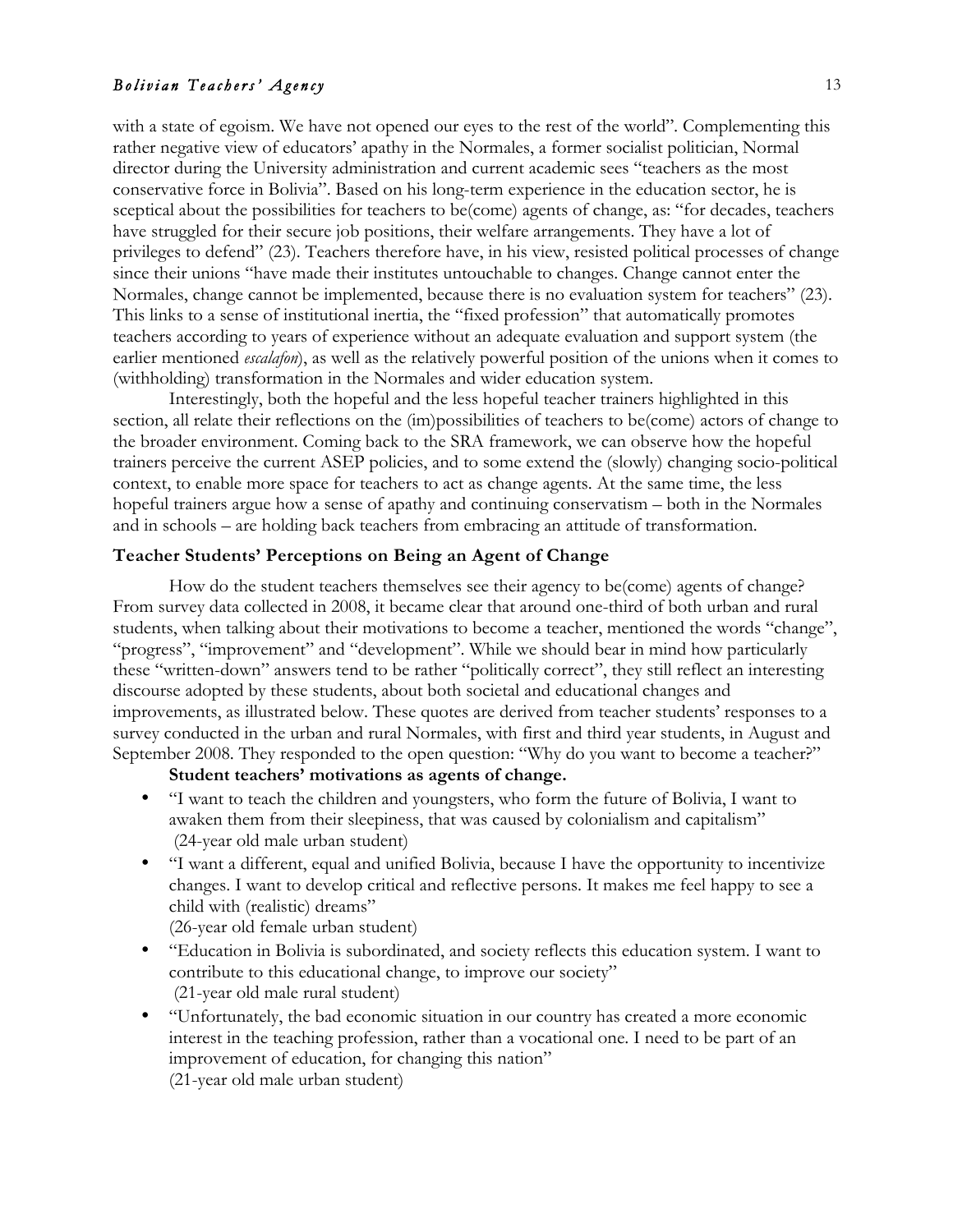with a state of egoism. We have not opened our eyes to the rest of the world". Complementing this rather negative view of educators' apathy in the Normales, a former socialist politician, Normal director during the University administration and current academic sees "teachers as the most conservative force in Bolivia". Based on his long-term experience in the education sector, he is sceptical about the possibilities for teachers to be(come) agents of change, as: "for decades, teachers have struggled for their secure job positions, their welfare arrangements. They have a lot of privileges to defend" (23). Teachers therefore have, in his view, resisted political processes of change since their unions "have made their institutes untouchable to changes. Change cannot enter the Normales, change cannot be implemented, because there is no evaluation system for teachers" (23). This links to a sense of institutional inertia, the "fixed profession" that automatically promotes teachers according to years of experience without an adequate evaluation and support system (the earlier mentioned *escalafon*), as well as the relatively powerful position of the unions when it comes to (withholding) transformation in the Normales and wider education system.

Interestingly, both the hopeful and the less hopeful teacher trainers highlighted in this section, all relate their reflections on the (im)possibilities of teachers to be(come) actors of change to the broader environment. Coming back to the SRA framework, we can observe how the hopeful trainers perceive the current ASEP policies, and to some extend the (slowly) changing socio-political context, to enable more space for teachers to act as change agents. At the same time, the less hopeful trainers argue how a sense of apathy and continuing conservatism – both in the Normales and in schools – are holding back teachers from embracing an attitude of transformation.

### Teacher Students' Perceptions on Being an Agent of Change

How do the student teachers themselves see their agency to be(come) agents of change? From survey data collected in 2008, it became clear that around one-third of both urban and rural students, when talking about their motivations to become a teacher, mentioned the words "change", "progress", "improvement" and "development". While we should bear in mind how particularly these "written-down" answers tend to be rather "politically correct", they still reflect an interesting discourse adopted by these students, about both societal and educational changes and improvements, as illustrated below. These quotes are derived from teacher students' responses to a survey conducted in the urban and rural Normales, with first and third year students, in August and September 2008. They responded to the open question: "Why do you want to become a teacher?"

**Student teachers' motivations as agents of change.**

- "I want to teach the children and youngsters, who form the future of Bolivia, I want to awaken them from their sleepiness, that was caused by colonialism and capitalism" (24-year old male urban student)
- "I want a different, equal and unified Bolivia, because I have the opportunity to incentivize changes. I want to develop critical and reflective persons. It makes me feel happy to see a child with (realistic) dreams" (26-year old female urban student)
- "Education in Bolivia is subordinated, and society reflects this education system. I want to contribute to this educational change, to improve our society" (21-year old male rural student)
- "Unfortunately, the bad economic situation in our country has created a more economic interest in the teaching profession, rather than a vocational one. I need to be part of an improvement of education, for changing this nation" (21-year old male urban student)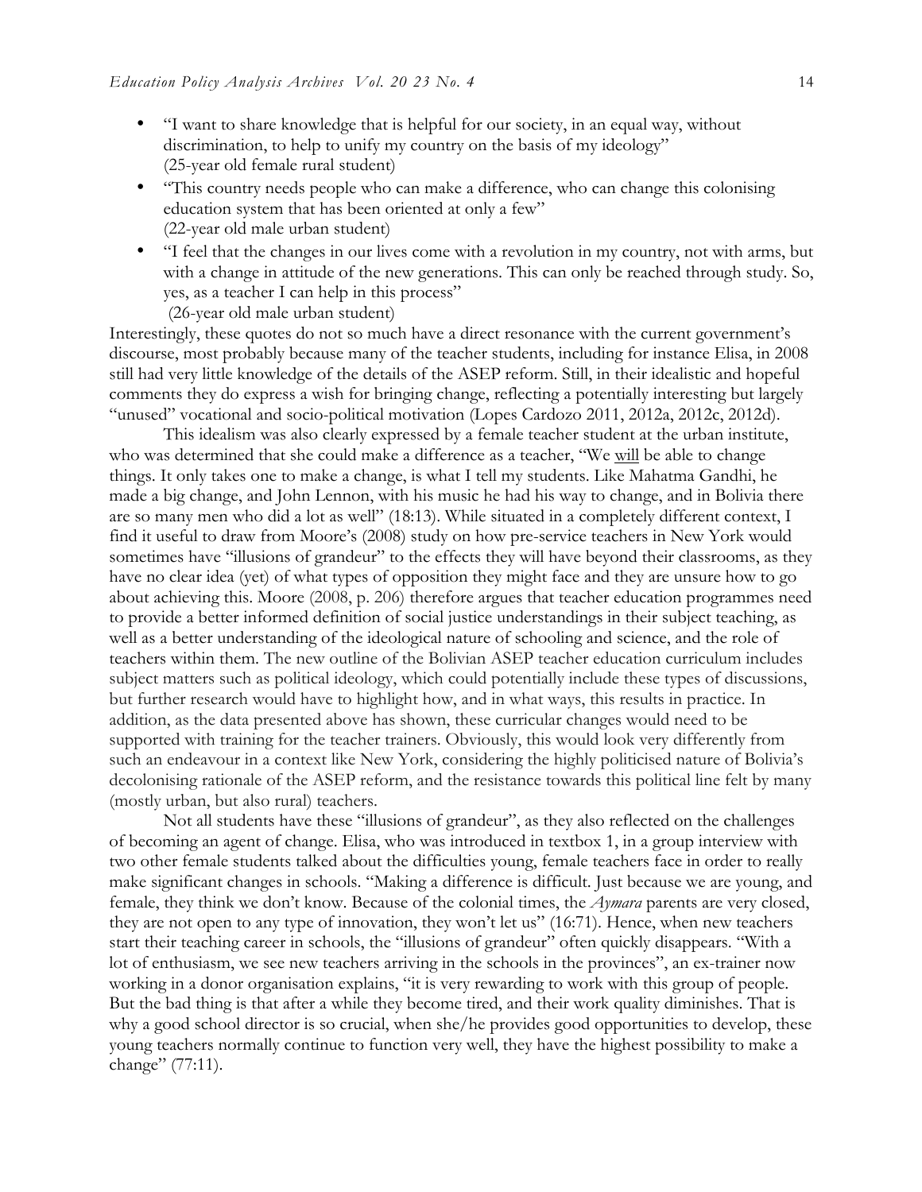- "I want to share knowledge that is helpful for our society, in an equal way, without discrimination, to help to unify my country on the basis of my ideology"
  (25-year old female rural student)
- "This country needs people who can make a difference, who can change this colonising education system that has been oriented at only a few"
  (22-year old male urban student)
- "I feel that the changes in our lives come with a revolution in my country, not with arms, but with a change in attitude of the new generations. This can only be reached through study. So, yes, as a teacher I can help in this process"
  (26-year old male urban student)

Interestingly, these quotes do not so much have a direct resonance with the current government's discourse, most probably because many of the teacher students, including for instance Elisa, in 2008 still had very little knowledge of the details of the ASEP reform. Still, in their idealistic and hopeful comments they do express a wish for bringing change, reflecting a potentially interesting but largely "unused" vocational and socio-political motivation (Lopes Cardozo 2011, 2012a, 2012c, 2012d).

This idealism was also clearly expressed by a female teacher student at the urban institute, who was determined that she could make a difference as a teacher, "We will be able to change things. It only takes one to make a change, is what I tell my students. Like Mahatma Gandhi, he made a big change, and John Lennon, with his music he had his way to change, and in Bolivia there are so many men who did a lot as well" (18:13). While situated in a completely different context, I find it useful to draw from Moore's (2008) study on how pre-service teachers in New York would sometimes have "illusions of grandeur" to the effects they will have beyond their classrooms, as they have no clear idea (yet) of what types of opposition they might face and they are unsure how to go about achieving this. Moore (2008, p. 206) therefore argues that teacher education programmes need to provide a better informed definition of social justice understandings in their subject teaching, as well as a better understanding of the ideological nature of schooling and science, and the role of teachers within them. The new outline of the Bolivian ASEP teacher education curriculum includes subject matters such as political ideology, which could potentially include these types of discussions, but further research would have to highlight how, and in what ways, this results in practice. In addition, as the data presented above has shown, these curricular changes would need to be supported with training for the teacher trainers. Obviously, this would look very differently from such an endeavour in a context like New York, considering the highly politicised nature of Bolivia's decolonising rationale of the ASEP reform, and the resistance towards this political line felt by many (mostly urban, but also rural) teachers.

Not all students have these "illusions of grandeur", as they also reflected on the challenges of becoming an agent of change. Elisa, who was introduced in textbox 1, in a group interview with two other female students talked about the difficulties young, female teachers face in order to really make significant changes in schools. "Making a difference is difficult. Just because we are young, and female, they think we don't know. Because of the colonial times, the *Aymara* parents are very closed, they are not open to any type of innovation, they won't let us" (16:71). Hence, when new teachers start their teaching career in schools, the "illusions of grandeur" often quickly disappears. "With a lot of enthusiasm, we see new teachers arriving in the schools in the provinces", an ex-trainer now working in a donor organisation explains, "it is very rewarding to work with this group of people. But the bad thing is that after a while they become tired, and their work quality diminishes. That is why a good school director is so crucial, when she/he provides good opportunities to develop, these young teachers normally continue to function very well, they have the highest possibility to make a change" (77:11).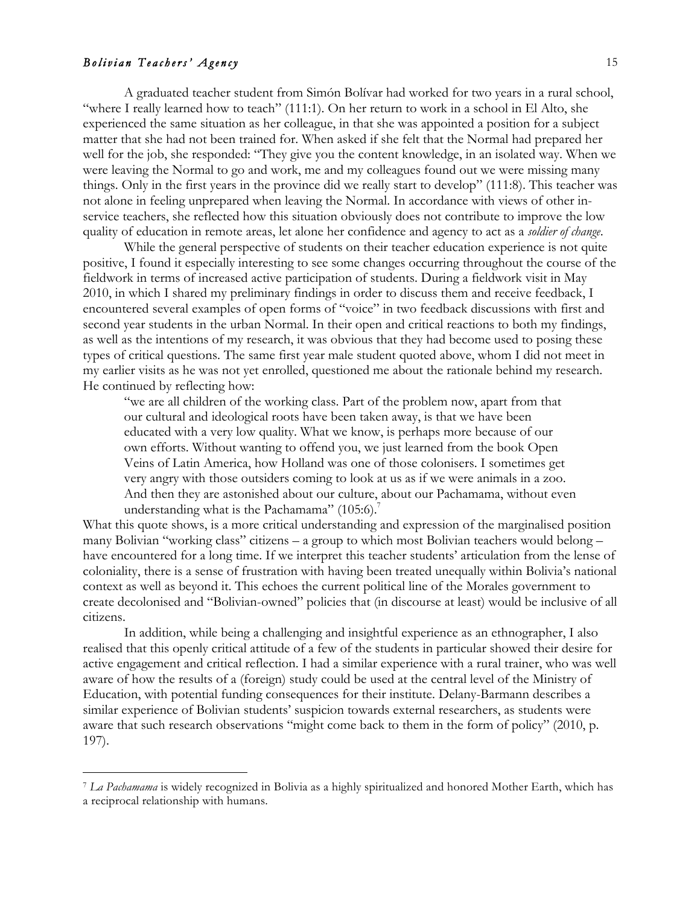A graduated teacher student from Simón Bolívar had worked for two years in a rural school, "where I really learned how to teach" (111:1). On her return to work in a school in El Alto, she experienced the same situation as her colleague, in that she was appointed a position for a subject matter that she had not been trained for. When asked if she felt that the Normal had prepared her well for the job, she responded: "They give you the content knowledge, in an isolated way. When we were leaving the Normal to go and work, me and my colleagues found out we were missing many things. Only in the first years in the province did we really start to develop" (111:8). This teacher was not alone in feeling unprepared when leaving the Normal. In accordance with views of other in-service teachers, she reflected how this situation obviously does not contribute to improve the low quality of education in remote areas, let alone her confidence and agency to act as a *soldier of change*.

While the general perspective of students on their teacher education experience is not quite positive, I found it especially interesting to see some changes occurring throughout the course of the fieldwork in terms of increased active participation of students. During a fieldwork visit in May 2010, in which I shared my preliminary findings in order to discuss them and receive feedback, I encountered several examples of open forms of "voice" in two feedback discussions with first and second year students in the urban Normal. In their open and critical reactions to both my findings, as well as the intentions of my research, it was obvious that they had become used to posing these types of critical questions. The same first year male student quoted above, whom I did not meet in my earlier visits as he was not yet enrolled, questioned me about the rationale behind my research. He continued by reflecting how:

> "we are all children of the working class. Part of the problem now, apart from that our cultural and ideological roots have been taken away, is that we have been educated with a very low quality. What we know, is perhaps more because of our own efforts. Without wanting to offend you, we just learned from the book Open Veins of Latin America, how Holland was one of those colonisers. I sometimes get very angry with those outsiders coming to look at us as if we were animals in a zoo. And then they are astonished about our culture, about our Pachamama, without even understanding what is the Pachamama" (105:6).[7]

What this quote shows, is a more critical understanding and expression of the marginalised position many Bolivian "working class" citizens – a group to which most Bolivian teachers would belong – have encountered for a long time. If we interpret this teacher students' articulation from the lense of coloniality, there is a sense of frustration with having been treated unequally within Bolivia's national context as well as beyond it. This echoes the current political line of the Morales government to create decolonised and "Bolivian-owned" policies that (in discourse at least) would be inclusive of all citizens.

In addition, while being a challenging and insightful experience as an ethnographer, I also realised that this openly critical attitude of a few of the students in particular showed their desire for active engagement and critical reflection. I had a similar experience with a rural trainer, who was well aware of how the results of a (foreign) study could be used at the central level of the Ministry of Education, with potential funding consequences for their institute. Delany-Barmann describes a similar experience of Bolivian students' suspicion towards external researchers, as students were aware that such research observations "might come back to them in the form of policy" (2010, p. 197).

---

[7] *La Pachamama* is widely recognized in Bolivia as a highly spiritualized and honored Mother Earth, which has a reciprocal relationship with humans.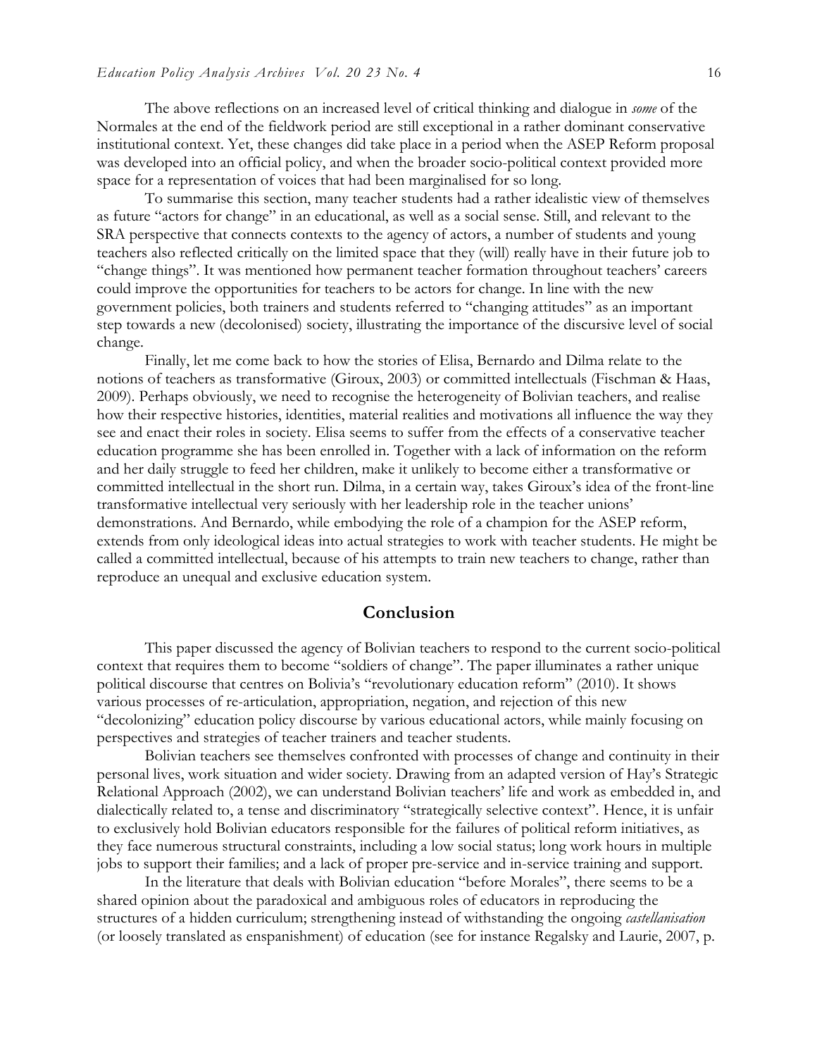The above reflections on an increased level of critical thinking and dialogue in *some* of the Normales at the end of the fieldwork period are still exceptional in a rather dominant conservative institutional context. Yet, these changes did take place in a period when the ASEP Reform proposal was developed into an official policy, and when the broader socio-political context provided more space for a representation of voices that had been marginalised for so long.

To summarise this section, many teacher students had a rather idealistic view of themselves as future "actors for change" in an educational, as well as a social sense. Still, and relevant to the SRA perspective that connects contexts to the agency of actors, a number of students and young teachers also reflected critically on the limited space that they (will) really have in their future job to "change things". It was mentioned how permanent teacher formation throughout teachers' careers could improve the opportunities for teachers to be actors for change. In line with the new government policies, both trainers and students referred to "changing attitudes" as an important step towards a new (decolonised) society, illustrating the importance of the discursive level of social change.

Finally, let me come back to how the stories of Elisa, Bernardo and Dilma relate to the notions of teachers as transformative (Giroux, 2003) or committed intellectuals (Fischman & Haas, 2009). Perhaps obviously, we need to recognise the heterogeneity of Bolivian teachers, and realise how their respective histories, identities, material realities and motivations all influence the way they see and enact their roles in society. Elisa seems to suffer from the effects of a conservative teacher education programme she has been enrolled in. Together with a lack of information on the reform and her daily struggle to feed her children, make it unlikely to become either a transformative or committed intellectual in the short run. Dilma, in a certain way, takes Giroux's idea of the front-line transformative intellectual very seriously with her leadership role in the teacher unions' demonstrations. And Bernardo, while embodying the role of a champion for the ASEP reform, extends from only ideological ideas into actual strategies to work with teacher students. He might be called a committed intellectual, because of his attempts to train new teachers to change, rather than reproduce an unequal and exclusive education system.

## Conclusion

This paper discussed the agency of Bolivian teachers to respond to the current socio-political context that requires them to become "soldiers of change". The paper illuminates a rather unique political discourse that centres on Bolivia's "revolutionary education reform" (2010). It shows various processes of re-articulation, appropriation, negation, and rejection of this new "decolonizing" education policy discourse by various educational actors, while mainly focusing on perspectives and strategies of teacher trainers and teacher students.

Bolivian teachers see themselves confronted with processes of change and continuity in their personal lives, work situation and wider society. Drawing from an adapted version of Hay's Strategic Relational Approach (2002), we can understand Bolivian teachers' life and work as embedded in, and dialectically related to, a tense and discriminatory "strategically selective context". Hence, it is unfair to exclusively hold Bolivian educators responsible for the failures of political reform initiatives, as they face numerous structural constraints, including a low social status; long work hours in multiple jobs to support their families; and a lack of proper pre-service and in-service training and support.

In the literature that deals with Bolivian education "before Morales", there seems to be a shared opinion about the paradoxical and ambiguous roles of educators in reproducing the structures of a hidden curriculum; strengthening instead of withstanding the ongoing *castellanisation* (or loosely translated as enspanishment) of education (see for instance Regalsky and Laurie, 2007, p.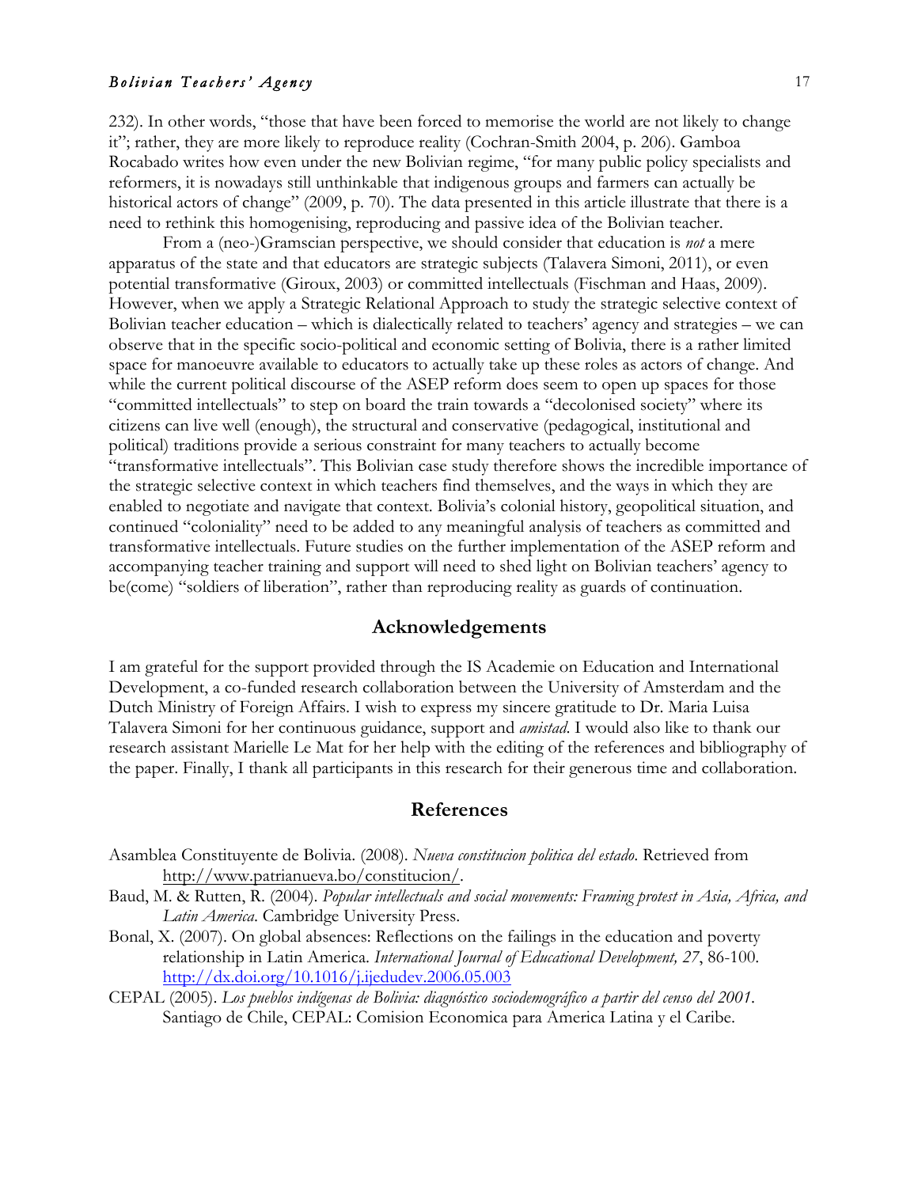232). In other words, "those that have been forced to memorise the world are not likely to change it"; rather, they are more likely to reproduce reality (Cochran-Smith 2004, p. 206). Gamboa Rocabado writes how even under the new Bolivian regime, "for many public policy specialists and reformers, it is nowadays still unthinkable that indigenous groups and farmers can actually be historical actors of change" (2009, p. 70). The data presented in this article illustrate that there is a need to rethink this homogenising, reproducing and passive idea of the Bolivian teacher.

From a (neo-)Gramscian perspective, we should consider that education is *not* a mere apparatus of the state and that educators are strategic subjects (Talavera Simoni, 2011), or even potential transformative (Giroux, 2003) or committed intellectuals (Fischman and Haas, 2009). However, when we apply a Strategic Relational Approach to study the strategic selective context of Bolivian teacher education – which is dialectically related to teachers' agency and strategies – we can observe that in the specific socio-political and economic setting of Bolivia, there is a rather limited space for manoeuvre available to educators to actually take up these roles as actors of change. And while the current political discourse of the ASEP reform does seem to open up spaces for those "committed intellectuals" to step on board the train towards a "decolonised society" where its citizens can live well (enough), the structural and conservative (pedagogical, institutional and political) traditions provide a serious constraint for many teachers to actually become "transformative intellectuals". This Bolivian case study therefore shows the incredible importance of the strategic selective context in which teachers find themselves, and the ways in which they are enabled to negotiate and navigate that context. Bolivia's colonial history, geopolitical situation, and continued "coloniality" need to be added to any meaningful analysis of teachers as committed and transformative intellectuals. Future studies on the further implementation of the ASEP reform and accompanying teacher training and support will need to shed light on Bolivian teachers' agency to be(come) "soldiers of liberation", rather than reproducing reality as guards of continuation.

## Acknowledgements

I am grateful for the support provided through the IS Academie on Education and International Development, a co-funded research collaboration between the University of Amsterdam and the Dutch Ministry of Foreign Affairs. I wish to express my sincere gratitude to Dr. Maria Luisa Talavera Simoni for her continuous guidance, support and *amistad*. I would also like to thank our research assistant Marielle Le Mat for her help with the editing of the references and bibliography of the paper. Finally, I thank all participants in this research for their generous time and collaboration.

## References

Asamblea Constituyente de Bolivia. (2008). *Nueva constitucion politica del estado*. Retrieved from http://www.patrianueva.bo/constitucion/.

Baud, M. & Rutten, R. (2004). *Popular intellectuals and social movements: Framing protest in Asia, Africa, and Latin America*. Cambridge University Press.

Bonal, X. (2007). On global absences: Reflections on the failings in the education and poverty relationship in Latin America. *International Journal of Educational Development, 27*, 86-100. http://dx.doi.org/10.1016/j.ijedudev.2006.05.003

CEPAL (2005). *Los pueblos indígenas de Bolivia: diagnóstico sociodemográfico a partir del censo del 2001*. Santiago de Chile, CEPAL: Comision Economica para America Latina y el Caribe.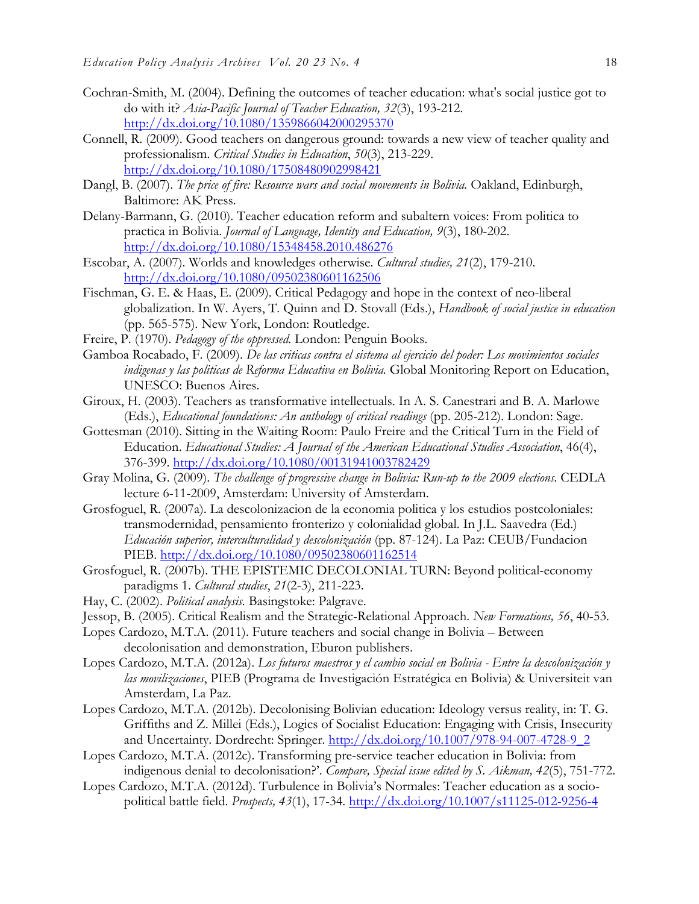Cochran-Smith, M. (2004). Defining the outcomes of teacher education: what's social justice got to do with it? *Asia-Pacific Journal of Teacher Education, 32*(3), 193-212. http://dx.doi.org/10.1080/1359866042000295370

Connell, R. (2009). Good teachers on dangerous ground: towards a new view of teacher quality and professionalism. *Critical Studies in Education*, *50*(3), 213-229. http://dx.doi.org/10.1080/17508480902998421

Dangl, B. (2007). *The price of fire: Resource wars and social movements in Bolivia.* Oakland, Edinburgh, Baltimore: AK Press.

Delany-Barmann, G. (2010). Teacher education reform and subaltern voices: From politica to practica in Bolivia. *Journal of Language, Identity and Education, 9*(3), 180-202. http://dx.doi.org/10.1080/15348458.2010.486276

Escobar, A. (2007). Worlds and knowledges otherwise. *Cultural studies, 21*(2), 179-210. http://dx.doi.org/10.1080/09502380601162506

Fischman, G. E. & Haas, E. (2009). Critical Pedagogy and hope in the context of neo-liberal globalization. In W. Ayers, T. Quinn and D. Stovall (Eds.), *Handbook of social justice in education* (pp. 565-575). New York, London: Routledge.

Freire, P. (1970). *Pedagogy of the oppressed.* London: Penguin Books.

Gamboa Rocabado, F. (2009). *De las criticas contra el sistema al ejercicio del poder: Los movimientos sociales indigenas y las politicas de Reforma Educativa en Bolivia.* Global Monitoring Report on Education, UNESCO: Buenos Aires.

Giroux, H. (2003). Teachers as transformative intellectuals. In A. S. Canestrari and B. A. Marlowe (Eds.), *Educational foundations: An anthology of critical readings* (pp. 205-212). London: Sage.

Gottesman (2010). Sitting in the Waiting Room: Paulo Freire and the Critical Turn in the Field of Education. *Educational Studies: A Journal of the American Educational Studies Association*, 46(4), 376-399. http://dx.doi.org/10.1080/00131941003782429

Gray Molina, G. (2009). *The challenge of progressive change in Bolivia: Run-up to the 2009 elections.* CEDLA lecture 6-11-2009, Amsterdam: University of Amsterdam.

Grosfoguel, R. (2007a). La descolonizacion de la economia politica y los estudios postcoloniales: transmodernidad, pensamiento fronterizo y colonialidad global. In J.L. Saavedra (Ed.) *Educación superior, interculturalidad y descolonización* (pp. 87-124). La Paz: CEUB/Fundacion PIEB. http://dx.doi.org/10.1080/09502380601162514

Grosfoguel, R. (2007b). THE EPISTEMIC DECOLONIAL TURN: Beyond political-economy paradigms 1. *Cultural studies*, *21*(2-3), 211-223.

Hay, C. (2002). *Political analysis.* Basingstoke: Palgrave.

Jessop, B. (2005). Critical Realism and the Strategic-Relational Approach. *New Formations, 56*, 40-53.

Lopes Cardozo, M.T.A. (2011). Future teachers and social change in Bolivia – Between decolonisation and demonstration, Eburon publishers.

Lopes Cardozo, M.T.A. (2012a). *Los futuros maestros y el cambio social en Bolivia - Entre la descolonización y las movilizaciones*, PIEB (Programa de Investigación Estratégica en Bolivia) & Universiteit van Amsterdam, La Paz.

Lopes Cardozo, M.T.A. (2012b). Decolonising Bolivian education: Ideology versus reality, in: T. G. Griffiths and Z. Millei (Eds.), Logics of Socialist Education: Engaging with Crisis, Insecurity and Uncertainty. Dordrecht: Springer. http://dx.doi.org/10.1007/978-94-007-4728-9_2

Lopes Cardozo, M.T.A. (2012c). Transforming pre-service teacher education in Bolivia: from indigenous denial to decolonisation?'. *Compare, Special issue edited by S. Aikman, 42*(5), 751-772.

Lopes Cardozo, M.T.A. (2012d). Turbulence in Bolivia's Normales: Teacher education as a socio-political battle field. *Prospects, 43*(1), 17-34. http://dx.doi.org/10.1007/s11125-012-9256-4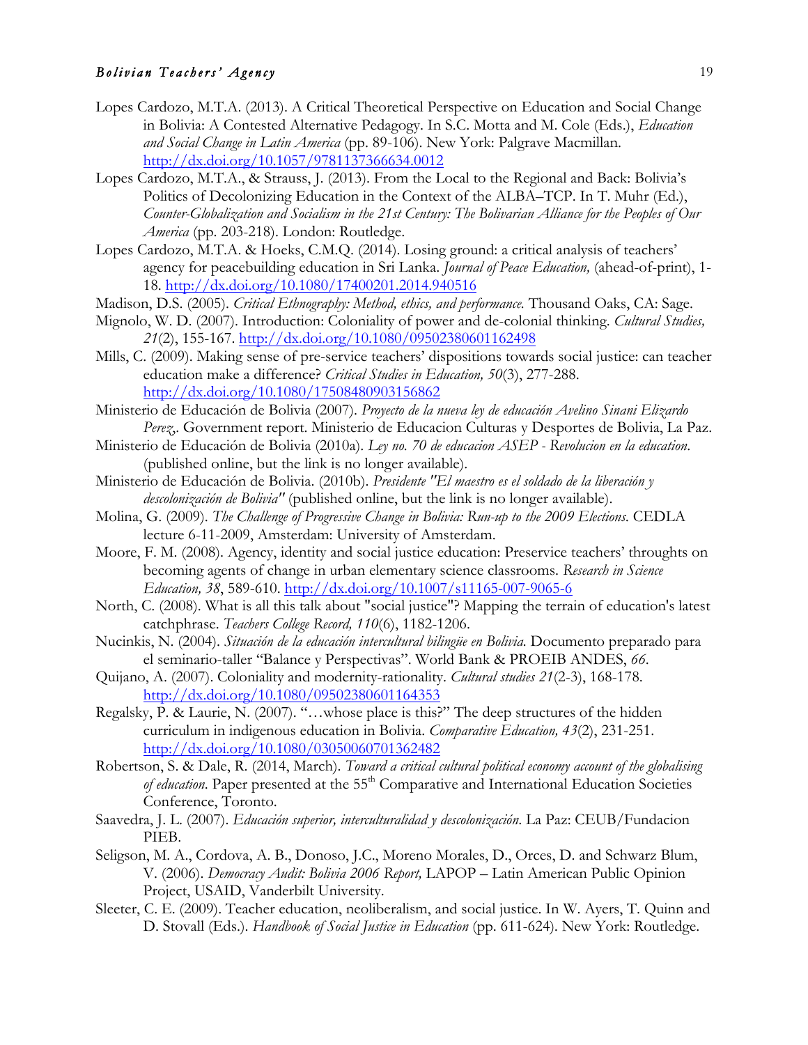Lopes Cardozo, M.T.A. (2013). A Critical Theoretical Perspective on Education and Social Change in Bolivia: A Contested Alternative Pedagogy. In S.C. Motta and M. Cole (Eds.), *Education and Social Change in Latin America* (pp. 89-106). New York: Palgrave Macmillan. http://dx.doi.org/10.1057/9781137366634.0012

Lopes Cardozo, M.T.A., & Strauss, J. (2013). From the Local to the Regional and Back: Bolivia's Politics of Decolonizing Education in the Context of the ALBA–TCP. In T. Muhr (Ed.), *Counter-Globalization and Socialism in the 21st Century: The Bolivarian Alliance for the Peoples of Our America* (pp. 203-218). London: Routledge.

Lopes Cardozo, M.T.A. & Hoeks, C.M.Q. (2014). Losing ground: a critical analysis of teachers' agency for peacebuilding education in Sri Lanka. *Journal of Peace Education,* (ahead-of-print), 1-18. http://dx.doi.org/10.1080/17400201.2014.940516

Madison, D.S. (2005). *Critical Ethnography: Method, ethics, and performance.* Thousand Oaks, CA: Sage.

Mignolo, W. D. (2007). Introduction: Coloniality of power and de-colonial thinking. *Cultural Studies, 21*(2), 155-167. http://dx.doi.org/10.1080/09502380601162498

Mills, C. (2009). Making sense of pre-service teachers' dispositions towards social justice: can teacher education make a difference? *Critical Studies in Education, 50*(3), 277-288. http://dx.doi.org/10.1080/17508480903156862

Ministerio de Educación de Bolivia (2007). *Proyecto de la nueva ley de educación Avelino Sinani Elizardo Perez,*. Government report. Ministerio de Educacion Culturas y Desportes de Bolivia, La Paz.

Ministerio de Educación de Bolivia (2010a). *Ley no. 70 de educacion ASEP - Revolucion en la education.* (published online, but the link is no longer available).

Ministerio de Educación de Bolivia. (2010b). *Presidente "El maestro es el soldado de la liberación y descolonización de Bolivia"* (published online, but the link is no longer available).

Molina, G. (2009). *The Challenge of Progressive Change in Bolivia: Run-up to the 2009 Elections.* CEDLA lecture 6-11-2009, Amsterdam: University of Amsterdam.

Moore, F. M. (2008). Agency, identity and social justice education: Preservice teachers' throughts on becoming agents of change in urban elementary science classrooms. *Research in Science Education, 38*, 589-610. http://dx.doi.org/10.1007/s11165-007-9065-6

North, C. (2008). What is all this talk about "social justice"? Mapping the terrain of education's latest catchphrase. *Teachers College Record, 110*(6), 1182-1206.

Nucinkis, N. (2004). *Situación de la educación intercultural bilingüe en Bolivia.* Documento preparado para el seminario-taller "Balance y Perspectivas". World Bank & PROEIB ANDES, *66*.

Quijano, A. (2007). Coloniality and modernity-rationality. *Cultural studies 21*(2-3), 168-178. http://dx.doi.org/10.1080/09502380601164353

Regalsky, P. & Laurie, N. (2007). "…whose place is this?" The deep structures of the hidden curriculum in indigenous education in Bolivia. *Comparative Education, 43*(2), 231-251. http://dx.doi.org/10.1080/03050060701362482

Robertson, S. & Dale, R. (2014, March). *Toward a critical cultural political economy account of the globalising of education.* Paper presented at the 55th Comparative and International Education Societies Conference, Toronto.

Saavedra, J. L. (2007). *Educación superior, interculturalidad y descolonización.* La Paz: CEUB/Fundacion PIEB.

Seligson, M. A., Cordova, A. B., Donoso, J.C., Moreno Morales, D., Orces, D. and Schwarz Blum, V. (2006). *Democracy Audit: Bolivia 2006 Report,* LAPOP – Latin American Public Opinion Project, USAID, Vanderbilt University.

Sleeter, C. E. (2009). Teacher education, neoliberalism, and social justice. In W. Ayers, T. Quinn and D. Stovall (Eds.). *Handbook of Social Justice in Education* (pp. 611-624). New York: Routledge.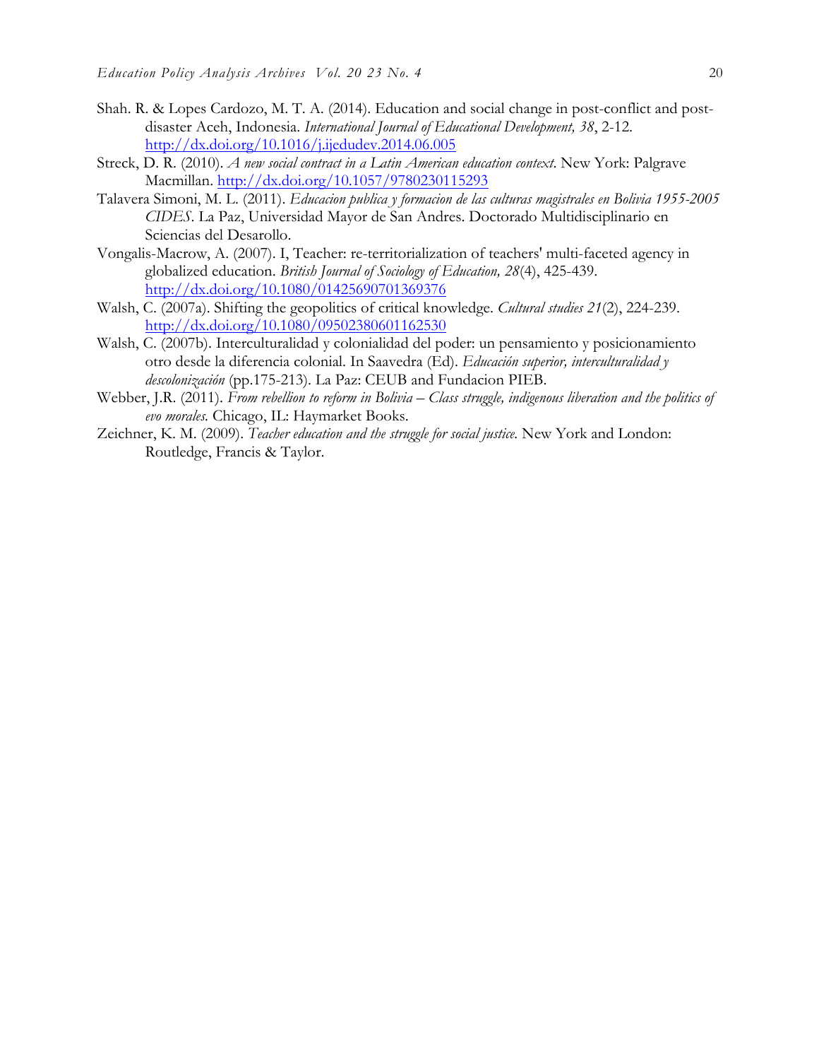Shah. R. & Lopes Cardozo, M. T. A. (2014). Education and social change in post-conflict and post-disaster Aceh, Indonesia. *International Journal of Educational Development, 38*, 2-12. http://dx.doi.org/10.1016/j.ijedudev.2014.06.005

Streck, D. R. (2010). *A new social contract in a Latin American education context*. New York: Palgrave Macmillan. http://dx.doi.org/10.1057/9780230115293

Talavera Simoni, M. L. (2011). *Educacion publica y formacion de las culturas magistrales en Bolivia 1955-2005 CIDES*. La Paz, Universidad Mayor de San Andres. Doctorado Multidisciplinario en Sciencias del Desarollo.

Vongalis-Macrow, A. (2007). I, Teacher: re-territorialization of teachers' multi-faceted agency in globalized education. *British Journal of Sociology of Education, 28*(4), 425-439. http://dx.doi.org/10.1080/01425690701369376

Walsh, C. (2007a). Shifting the geopolitics of critical knowledge. *Cultural studies 21*(2), 224-239. http://dx.doi.org/10.1080/09502380601162530

Walsh, C. (2007b). Interculturalidad y colonialidad del poder: un pensamiento y posicionamiento otro desde la diferencia colonial. In Saavedra (Ed). *Educación superior, interculturalidad y descolonización* (pp.175-213). La Paz: CEUB and Fundacion PIEB.

Webber, J.R. (2011). *From rebellion to reform in Bolivia – Class struggle, indigenous liberation and the politics of evo morales.* Chicago, IL: Haymarket Books.

Zeichner, K. M. (2009). *Teacher education and the struggle for social justice.* New York and London: Routledge, Francis & Taylor.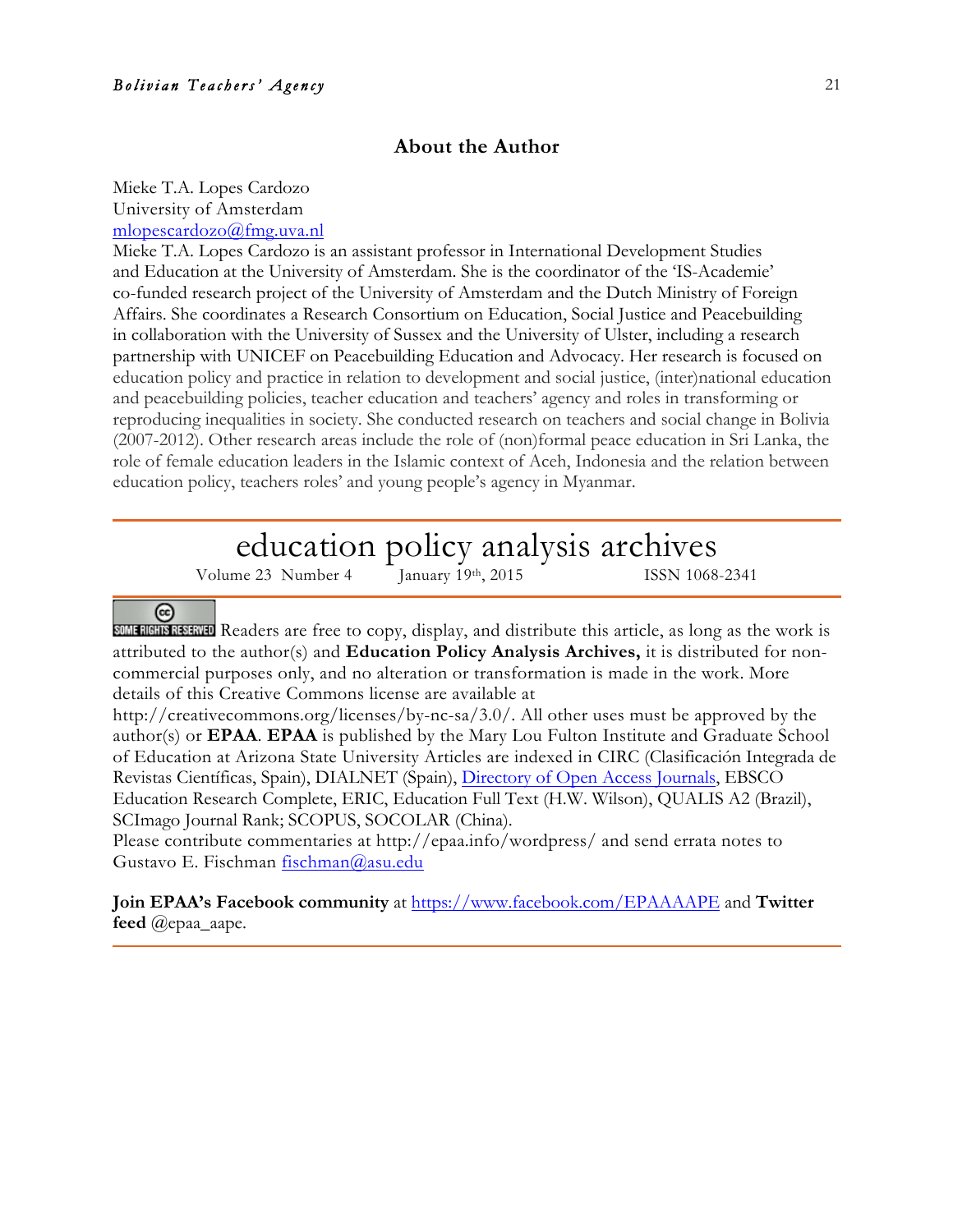## About the Author

Mieke T.A. Lopes Cardozo
University of Amsterdam
mlopescardozo@fmg.uva.nl

Mieke T.A. Lopes Cardozo is an assistant professor in International Development Studies and Education at the University of Amsterdam. She is the coordinator of the 'IS-Academie' co-funded research project of the University of Amsterdam and the Dutch Ministry of Foreign Affairs. She coordinates a Research Consortium on Education, Social Justice and Peacebuilding in collaboration with the University of Sussex and the University of Ulster, including a research partnership with UNICEF on Peacebuilding Education and Advocacy. Her research is focused on education policy and practice in relation to development and social justice, (inter)national education and peacebuilding policies, teacher education and teachers' agency and roles in transforming or reproducing inequalities in society. She conducted research on teachers and social change in Bolivia (2007-2012). Other research areas include the role of (non)formal peace education in Sri Lanka, the role of female education leaders in the Islamic context of Aceh, Indonesia and the relation between education policy, teachers roles' and young people's agency in Myanmar.

---

# education policy analysis archives

Volume 23 Number 4 January 19th, 2015 ISSN 1068-2341

---

SOME RIGHTS RESERVED Readers are free to copy, display, and distribute this article, as long as the work is attributed to the author(s) and **Education Policy Analysis Archives,** it is distributed for non-commercial purposes only, and no alteration or transformation is made in the work. More details of this Creative Commons license are available at http://creativecommons.org/licenses/by-nc-sa/3.0/. All other uses must be approved by the author(s) or **EPAA**. **EPAA** is published by the Mary Lou Fulton Institute and Graduate School of Education at Arizona State University Articles are indexed in CIRC (Clasificación Integrada de Revistas Científicas, Spain), DIALNET (Spain), Directory of Open Access Journals, EBSCO Education Research Complete, ERIC, Education Full Text (H.W. Wilson), QUALIS A2 (Brazil), SCImago Journal Rank; SCOPUS, SOCOLAR (China).

Please contribute commentaries at http://epaa.info/wordpress/ and send errata notes to Gustavo E. Fischman fischman@asu.edu

**Join EPAA's Facebook community** at https://www.facebook.com/EPAAAAPE and **Twitter feed** @epaa_aape.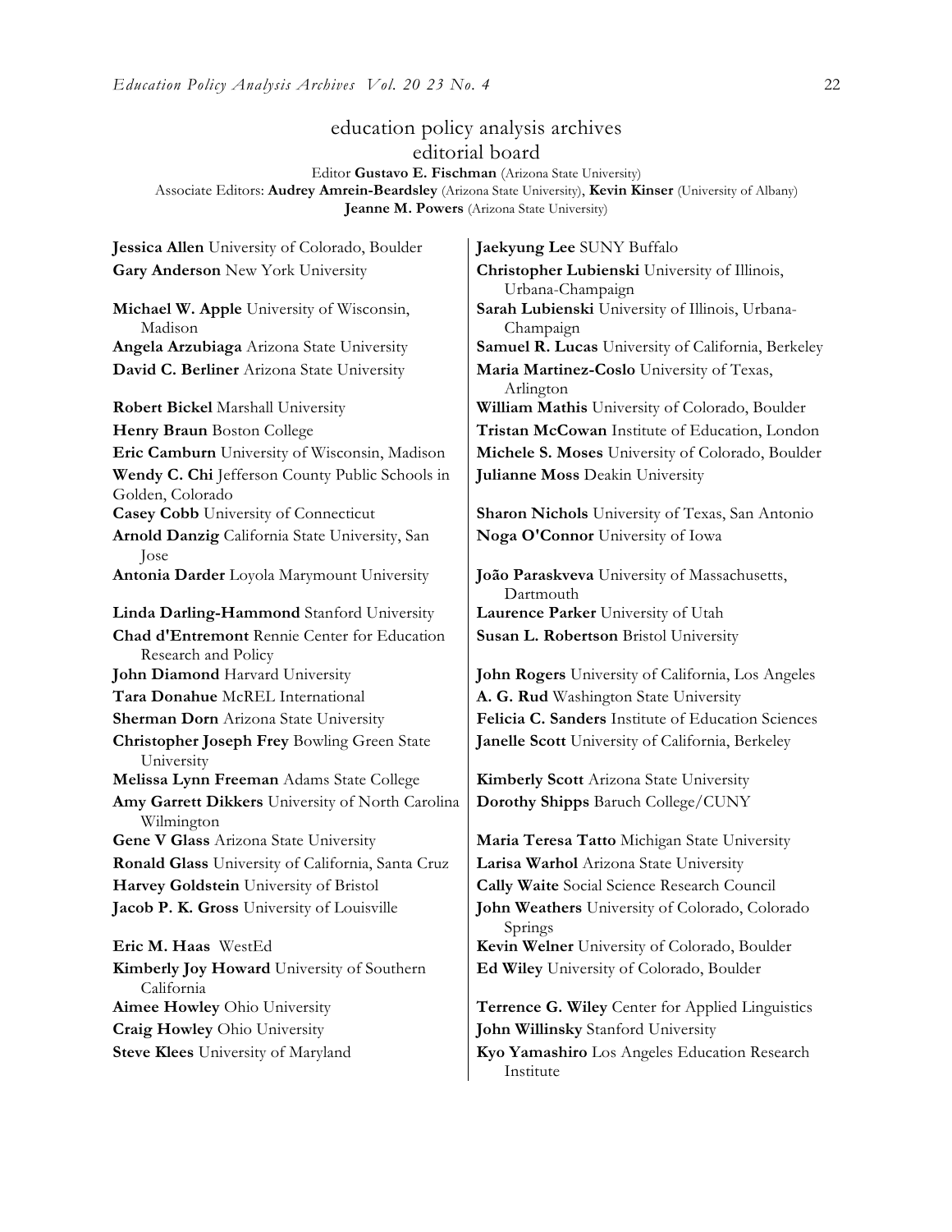# education policy analysis archives
## editorial board

Editor **Gustavo E. Fischman** (Arizona State University)
Associate Editors: **Audrey Amrein-Beardsley** (Arizona State University), **Kevin Kinser** (University of Albany)
**Jeanne M. Powers** (Arizona State University)

**Jessica Allen** University of Colorado, Boulder
**Gary Anderson** New York University
**Michael W. Apple** University of Wisconsin, Madison
**Angela Arzubiaga** Arizona State University
**David C. Berliner** Arizona State University
**Robert Bickel** Marshall University
**Henry Braun** Boston College
**Eric Camburn** University of Wisconsin, Madison
**Wendy C. Chi** Jefferson County Public Schools in Golden, Colorado
**Casey Cobb** University of Connecticut
**Arnold Danzig** California State University, San Jose
**Antonia Darder** Loyola Marymount University
**Linda Darling-Hammond** Stanford University
**Chad d'Entremont** Rennie Center for Education Research and Policy
**John Diamond** Harvard University
**Tara Donahue** McREL International
**Sherman Dorn** Arizona State University
**Christopher Joseph Frey** Bowling Green State University
**Melissa Lynn Freeman** Adams State College
**Amy Garrett Dikkers** University of North Carolina Wilmington
**Gene V Glass** Arizona State University
**Ronald Glass** University of California, Santa Cruz
**Harvey Goldstein** University of Bristol
**Jacob P. K. Gross** University of Louisville
**Eric M. Haas** WestEd
**Kimberly Joy Howard** University of Southern California
**Aimee Howley** Ohio University
**Craig Howley** Ohio University
**Steve Klees** University of Maryland
**Jaekyung Lee** SUNY Buffalo
**Christopher Lubienski** University of Illinois, Urbana-Champaign
**Sarah Lubienski** University of Illinois, Urbana-Champaign
**Samuel R. Lucas** University of California, Berkeley
**Maria Martinez-Coslo** University of Texas, Arlington
**William Mathis** University of Colorado, Boulder
**Tristan McCowan** Institute of Education, London
**Michele S. Moses** University of Colorado, Boulder
**Julianne Moss** Deakin University
**Sharon Nichols** University of Texas, San Antonio
**Noga O'Connor** University of Iowa
**João Paraskveva** University of Massachusetts, Dartmouth
**Laurence Parker** University of Utah
**Susan L. Robertson** Bristol University
**John Rogers** University of California, Los Angeles
**A. G. Rud** Washington State University
**Felicia C. Sanders** Institute of Education Sciences
**Janelle Scott** University of California, Berkeley
**Kimberly Scott** Arizona State University
**Dorothy Shipps** Baruch College/CUNY
**Maria Teresa Tatto** Michigan State University
**Larisa Warhol** Arizona State University
**Cally Waite** Social Science Research Council
**John Weathers** University of Colorado, Colorado Springs
**Kevin Welner** University of Colorado, Boulder
**Ed Wiley** University of Colorado, Boulder
**Terrence G. Wiley** Center for Applied Linguistics
**John Willinsky** Stanford University
**Kyo Yamashiro** Los Angeles Education Research Institute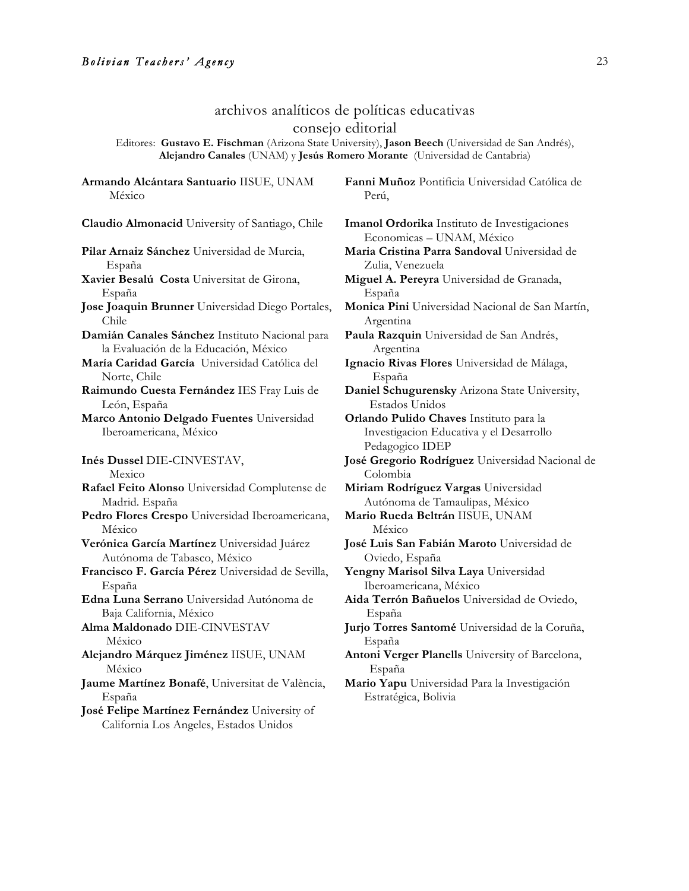## archivos analíticos de políticas educativas
## consejo editorial

Editores: **Gustavo E. Fischman** (Arizona State University), **Jason Beech** (Universidad de San Andrés), **Alejandro Canales** (UNAM) y **Jesús Romero Morante** (Universidad de Cantabria)

**Armando Alcántara Santuario** IISUE, UNAM México

**Claudio Almonacid** University of Santiago, Chile

**Pilar Arnaiz Sánchez** Universidad de Murcia, España

**Xavier Besalú Costa** Universitat de Girona, España

**Jose Joaquin Brunner** Universidad Diego Portales, Chile

**Damián Canales Sánchez** Instituto Nacional para la Evaluación de la Educación, México

**María Caridad García** Universidad Católica del Norte, Chile

**Raimundo Cuesta Fernández** IES Fray Luis de León, España

**Marco Antonio Delgado Fuentes** Universidad Iberoamericana, México

**Inés Dussel** DIE-CINVESTAV, Mexico

**Rafael Feito Alonso** Universidad Complutense de Madrid. España

**Pedro Flores Crespo** Universidad Iberoamericana, México

**Verónica García Martínez** Universidad Juárez Autónoma de Tabasco, México

**Francisco F. García Pérez** Universidad de Sevilla, España

**Edna Luna Serrano** Universidad Autónoma de Baja California, México

**Alma Maldonado** DIE-CINVESTAV México

**Alejandro Márquez Jiménez** IISUE, UNAM México

**Jaume Martínez Bonafé**, Universitat de València, España

**José Felipe Martínez Fernández** University of California Los Angeles, Estados Unidos

**Fanni Muñoz** Pontificia Universidad Católica de Perú,

**Imanol Ordorika** Instituto de Investigaciones Economicas – UNAM, México

**Maria Cristina Parra Sandoval** Universidad de Zulia, Venezuela

**Miguel A. Pereyra** Universidad de Granada, España

**Monica Pini** Universidad Nacional de San Martín, Argentina

**Paula Razquin** Universidad de San Andrés, Argentina

**Ignacio Rivas Flores** Universidad de Málaga, España

**Daniel Schugurensky** Arizona State University, Estados Unidos

**Orlando Pulido Chaves** Instituto para la Investigacion Educativa y el Desarrollo Pedagogico IDEP

**José Gregorio Rodríguez** Universidad Nacional de Colombia

**Miriam Rodríguez Vargas** Universidad Autónoma de Tamaulipas, México

**Mario Rueda Beltrán** IISUE, UNAM México

**José Luis San Fabián Maroto** Universidad de Oviedo, España

**Yengny Marisol Silva Laya** Universidad Iberoamericana, México

**Aida Terrón Bañuelos** Universidad de Oviedo, España

**Jurjo Torres Santomé** Universidad de la Coruña, España

**Antoni Verger Planells** University of Barcelona, España

**Mario Yapu** Universidad Para la Investigación Estratégica, Bolivia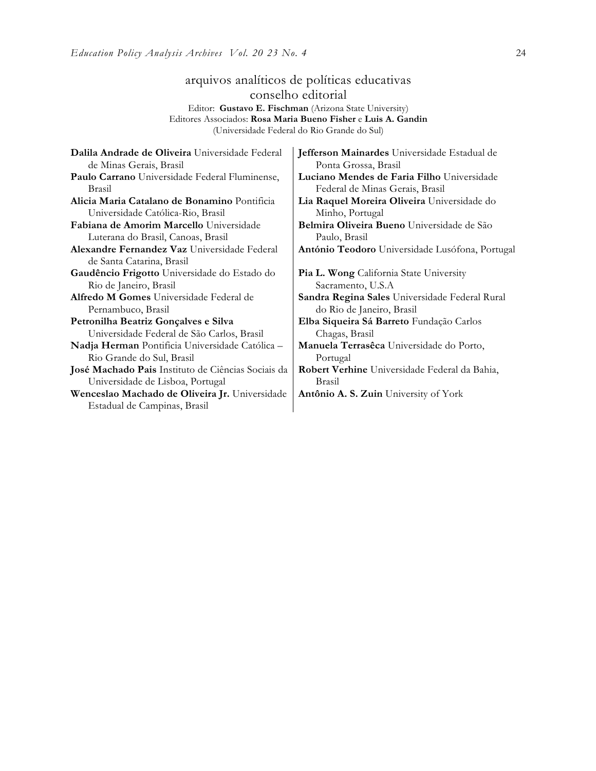arquivos analíticos de políticas educativas
conselho editorial

Editor: **Gustavo E. Fischman** (Arizona State University)
Editores Associados: **Rosa Maria Bueno Fisher** e **Luis A. Gandin**
(Universidade Federal do Rio Grande do Sul)

**Dalila Andrade de Oliveira** Universidade Federal de Minas Gerais, Brasil

**Paulo Carrano** Universidade Federal Fluminense, Brasil

**Alicia Maria Catalano de Bonamino** Pontificia Universidade Católica-Rio, Brasil

**Fabiana de Amorim Marcello** Universidade Luterana do Brasil, Canoas, Brasil

**Alexandre Fernandez Vaz** Universidade Federal de Santa Catarina, Brasil

**Gaudêncio Frigotto** Universidade do Estado do Rio de Janeiro, Brasil

**Alfredo M Gomes** Universidade Federal de Pernambuco, Brasil

**Petronilha Beatriz Gonçalves e Silva** Universidade Federal de São Carlos, Brasil

**Nadja Herman** Pontificia Universidade Católica – Rio Grande do Sul, Brasil

**José Machado Pais** Instituto de Ciências Sociais da Universidade de Lisboa, Portugal

**Wenceslao Machado de Oliveira Jr.** Universidade Estadual de Campinas, Brasil

**Jefferson Mainardes** Universidade Estadual de Ponta Grossa, Brasil

**Luciano Mendes de Faria Filho** Universidade Federal de Minas Gerais, Brasil

**Lia Raquel Moreira Oliveira** Universidade do Minho, Portugal

**Belmira Oliveira Bueno** Universidade de São Paulo, Brasil

**António Teodoro** Universidade Lusófona, Portugal

**Pia L. Wong** California State University Sacramento, U.S.A

**Sandra Regina Sales** Universidade Federal Rural do Rio de Janeiro, Brasil

**Elba Siqueira Sá Barreto** Fundação Carlos Chagas, Brasil

**Manuela Terrasêca** Universidade do Porto, Portugal

**Robert Verhine** Universidade Federal da Bahia, Brasil

**Antônio A. S. Zuin** University of York